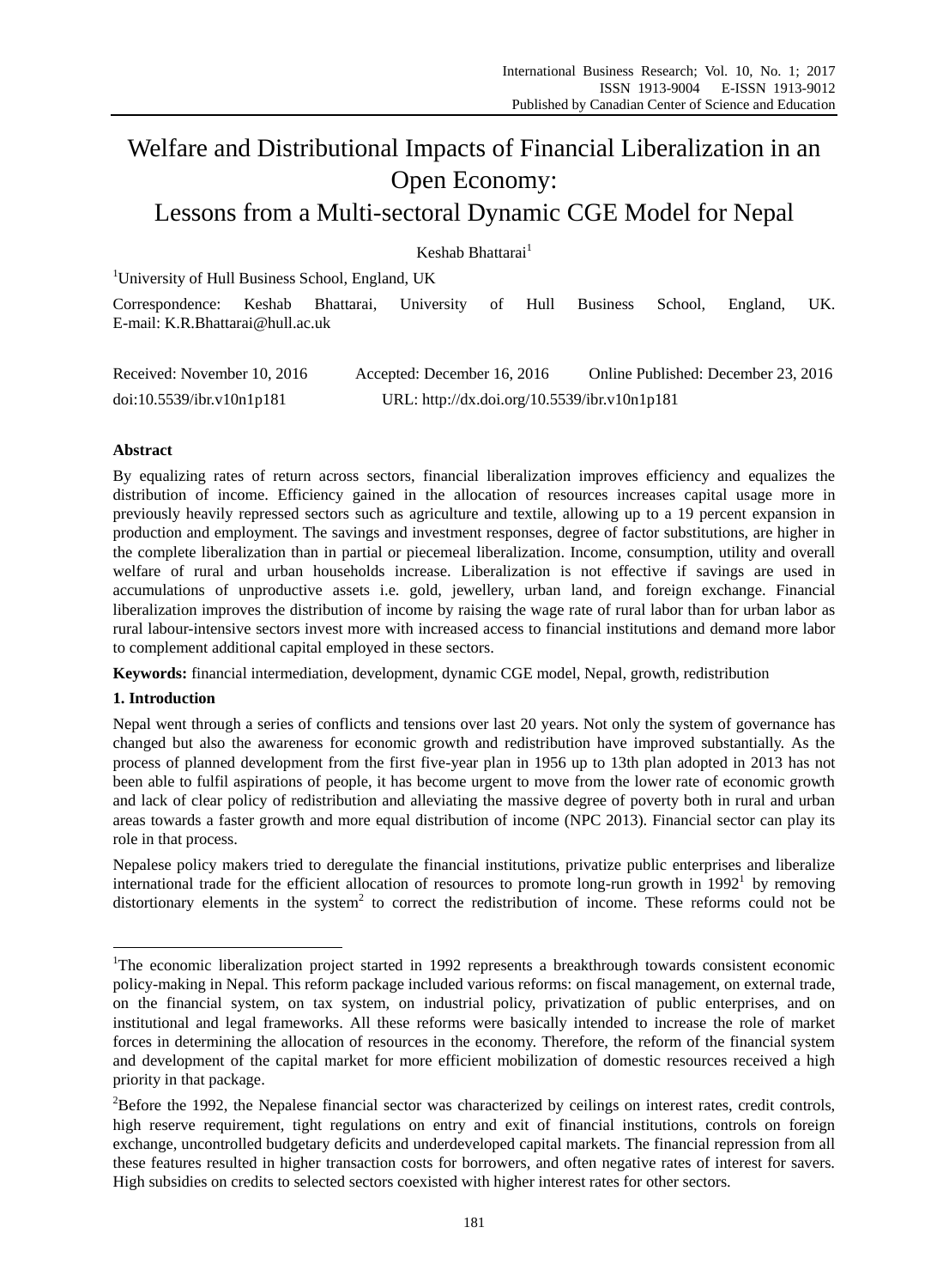# Welfare and Distributional Impacts of Financial Liberalization in an Open Economy: Lessons from a Multi-sectoral Dynamic CGE Model for Nepal

Keshab Bhattarai[1]

[1]University of Hull Business School, England, UK

Correspondence: Keshab Bhattarai, University of Hull Business School, England, UK. E-mail: K.R.Bhattarai@hull.ac.uk

Received: November 10, 2016 Accepted: December 16, 2016 Online Published: December 23, 2016

doi:10.5539/ibr.v10n1p181 URL: http://dx.doi.org/10.5539/ibr.v10n1p181

## Abstract

By equalizing rates of return across sectors, financial liberalization improves efficiency and equalizes the distribution of income. Efficiency gained in the allocation of resources increases capital usage more in previously heavily repressed sectors such as agriculture and textile, allowing up to a 19 percent expansion in production and employment. The savings and investment responses, degree of factor substitutions, are higher in the complete liberalization than in partial or piecemeal liberalization. Income, consumption, utility and overall welfare of rural and urban households increase. Liberalization is not effective if savings are used in accumulations of unproductive assets i.e. gold, jewellery, urban land, and foreign exchange. Financial liberalization improves the distribution of income by raising the wage rate of rural labor than for urban labor as rural labour-intensive sectors invest more with increased access to financial institutions and demand more labor to complement additional capital employed in these sectors.

**Keywords:** financial intermediation, development, dynamic CGE model, Nepal, growth, redistribution

## 1. Introduction

Nepal went through a series of conflicts and tensions over last 20 years. Not only the system of governance has changed but also the awareness for economic growth and redistribution have improved substantially. As the process of planned development from the first five-year plan in 1956 up to 13th plan adopted in 2013 has not been able to fulfil aspirations of people, it has become urgent to move from the lower rate of economic growth and lack of clear policy of redistribution and alleviating the massive degree of poverty both in rural and urban areas towards a faster growth and more equal distribution of income (NPC 2013). Financial sector can play its role in that process.

Nepalese policy makers tried to deregulate the financial institutions, privatize public enterprises and liberalize international trade for the efficient allocation of resources to promote long-run growth in 1992[1] by removing distortionary elements in the system[2] to correct the redistribution of income. These reforms could not be

---

[1]The economic liberalization project started in 1992 represents a breakthrough towards consistent economic policy-making in Nepal. This reform package included various reforms: on fiscal management, on external trade, on the financial system, on tax system, on industrial policy, privatization of public enterprises, and on institutional and legal frameworks. All these reforms were basically intended to increase the role of market forces in determining the allocation of resources in the economy. Therefore, the reform of the financial system and development of the capital market for more efficient mobilization of domestic resources received a high priority in that package.

[2]Before the 1992, the Nepalese financial sector was characterized by ceilings on interest rates, credit controls, high reserve requirement, tight regulations on entry and exit of financial institutions, controls on foreign exchange, uncontrolled budgetary deficits and underdeveloped capital markets. The financial repression from all these features resulted in higher transaction costs for borrowers, and often negative rates of interest for savers. High subsidies on credits to selected sectors coexisted with higher interest rates for other sectors.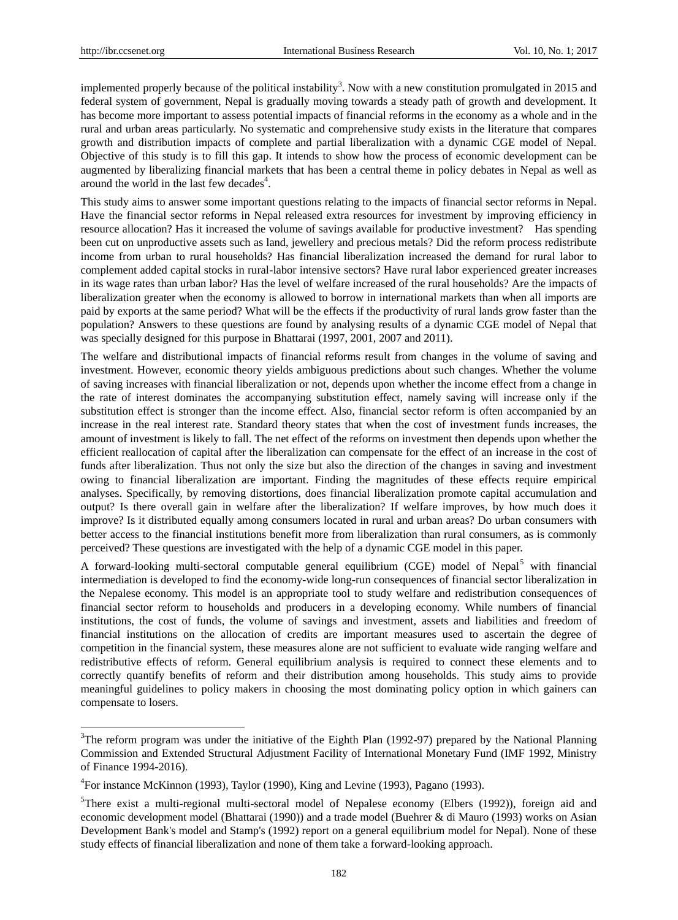implemented properly because of the political instability[3]. Now with a new constitution promulgated in 2015 and federal system of government, Nepal is gradually moving towards a steady path of growth and development. It has become more important to assess potential impacts of financial reforms in the economy as a whole and in the rural and urban areas particularly. No systematic and comprehensive study exists in the literature that compares growth and distribution impacts of complete and partial liberalization with a dynamic CGE model of Nepal. Objective of this study is to fill this gap. It intends to show how the process of economic development can be augmented by liberalizing financial markets that has been a central theme in policy debates in Nepal as well as around the world in the last few decades[4].

This study aims to answer some important questions relating to the impacts of financial sector reforms in Nepal. Have the financial sector reforms in Nepal released extra resources for investment by improving efficiency in resource allocation? Has it increased the volume of savings available for productive investment? Has spending been cut on unproductive assets such as land, jewellery and precious metals? Did the reform process redistribute income from urban to rural households? Has financial liberalization increased the demand for rural labor to complement added capital stocks in rural-labor intensive sectors? Have rural labor experienced greater increases in its wage rates than urban labor? Has the level of welfare increased of the rural households? Are the impacts of liberalization greater when the economy is allowed to borrow in international markets than when all imports are paid by exports at the same period? What will be the effects if the productivity of rural lands grow faster than the population? Answers to these questions are found by analysing results of a dynamic CGE model of Nepal that was specially designed for this purpose in Bhattarai (1997, 2001, 2007 and 2011).

The welfare and distributional impacts of financial reforms result from changes in the volume of saving and investment. However, economic theory yields ambiguous predictions about such changes. Whether the volume of saving increases with financial liberalization or not, depends upon whether the income effect from a change in the rate of interest dominates the accompanying substitution effect, namely saving will increase only if the substitution effect is stronger than the income effect. Also, financial sector reform is often accompanied by an increase in the real interest rate. Standard theory states that when the cost of investment funds increases, the amount of investment is likely to fall. The net effect of the reforms on investment then depends upon whether the efficient reallocation of capital after the liberalization can compensate for the effect of an increase in the cost of funds after liberalization. Thus not only the size but also the direction of the changes in saving and investment owing to financial liberalization are important. Finding the magnitudes of these effects require empirical analyses. Specifically, by removing distortions, does financial liberalization promote capital accumulation and output? Is there overall gain in welfare after the liberalization? If welfare improves, by how much does it improve? Is it distributed equally among consumers located in rural and urban areas? Do urban consumers with better access to the financial institutions benefit more from liberalization than rural consumers, as is commonly perceived? These questions are investigated with the help of a dynamic CGE model in this paper.

A forward-looking multi-sectoral computable general equilibrium (CGE) model of Nepal[5] with financial intermediation is developed to find the economy-wide long-run consequences of financial sector liberalization in the Nepalese economy. This model is an appropriate tool to study welfare and redistribution consequences of financial sector reform to households and producers in a developing economy. While numbers of financial institutions, the cost of funds, the volume of savings and investment, assets and liabilities and freedom of financial institutions on the allocation of credits are important measures used to ascertain the degree of competition in the financial system, these measures alone are not sufficient to evaluate wide ranging welfare and redistributive effects of reform. General equilibrium analysis is required to connect these elements and to correctly quantify benefits of reform and their distribution among households. This study aims to provide meaningful guidelines to policy makers in choosing the most dominating policy option in which gainers can compensate to losers.

---

[3]The reform program was under the initiative of the Eighth Plan (1992-97) prepared by the National Planning Commission and Extended Structural Adjustment Facility of International Monetary Fund (IMF 1992, Ministry of Finance 1994-2016).

[4]For instance McKinnon (1993), Taylor (1990), King and Levine (1993), Pagano (1993).

[5]There exist a multi-regional multi-sectoral model of Nepalese economy (Elbers (1992)), foreign aid and economic development model (Bhattarai (1990)) and a trade model (Buehrer & di Mauro (1993) works on Asian Development Bank's model and Stamp's (1992) report on a general equilibrium model for Nepal). None of these study effects of financial liberalization and none of them take a forward-looking approach.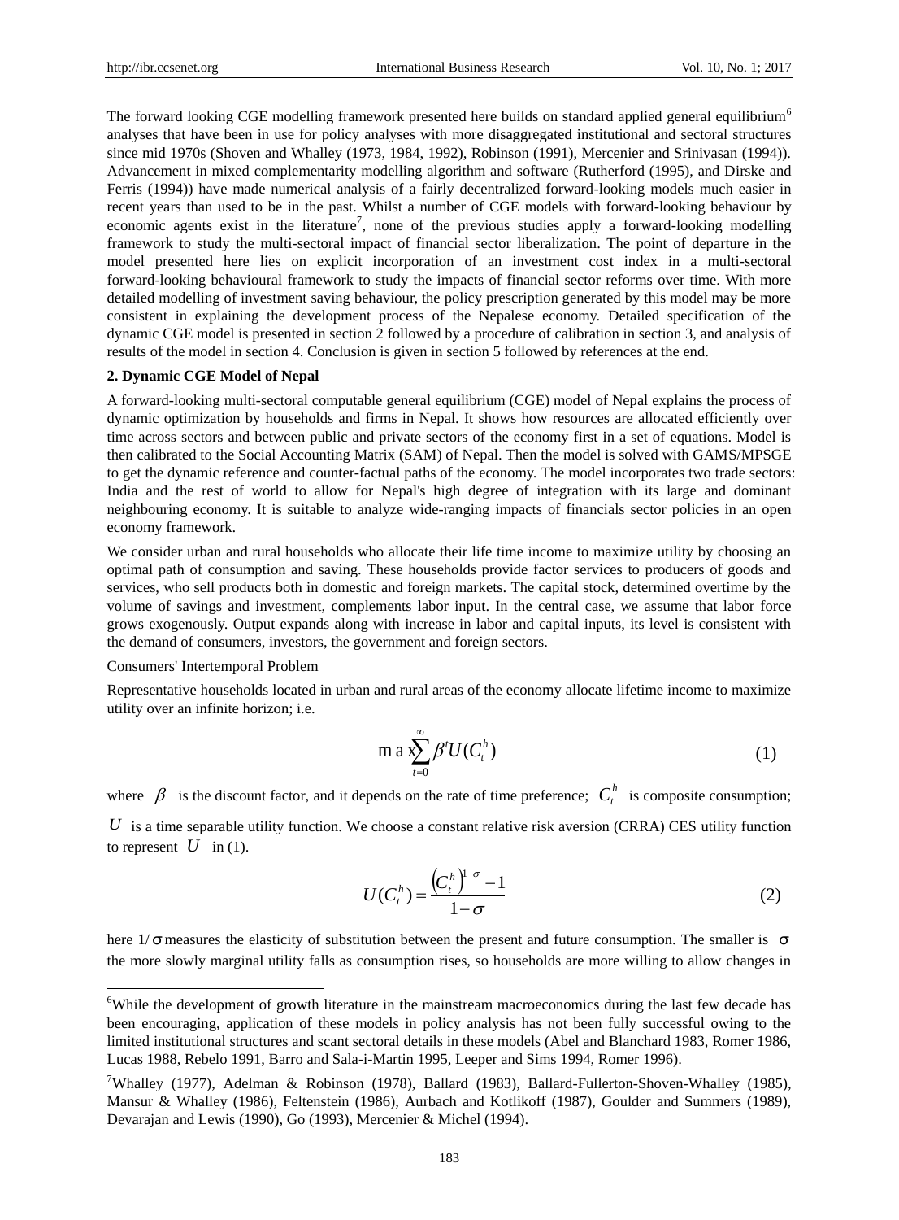The forward looking CGE modelling framework presented here builds on standard applied general equilibrium[6] analyses that have been in use for policy analyses with more disaggregated institutional and sectoral structures since mid 1970s (Shoven and Whalley (1973, 1984, 1992), Robinson (1991), Mercenier and Srinivasan (1994)). Advancement in mixed complementarity modelling algorithm and software (Rutherford (1995), and Dirske and Ferris (1994)) have made numerical analysis of a fairly decentralized forward-looking models much easier in recent years than used to be in the past. Whilst a number of CGE models with forward-looking behaviour by economic agents exist in the literature[7], none of the previous studies apply a forward-looking modelling framework to study the multi-sectoral impact of financial sector liberalization. The point of departure in the model presented here lies on explicit incorporation of an investment cost index in a multi-sectoral forward-looking behavioural framework to study the impacts of financial sector reforms over time. With more detailed modelling of investment saving behaviour, the policy prescription generated by this model may be more consistent in explaining the development process of the Nepalese economy. Detailed specification of the dynamic CGE model is presented in section 2 followed by a procedure of calibration in section 3, and analysis of results of the model in section 4. Conclusion is given in section 5 followed by references at the end.

## 2. Dynamic CGE Model of Nepal

A forward-looking multi-sectoral computable general equilibrium (CGE) model of Nepal explains the process of dynamic optimization by households and firms in Nepal. It shows how resources are allocated efficiently over time across sectors and between public and private sectors of the economy first in a set of equations. Model is then calibrated to the Social Accounting Matrix (SAM) of Nepal. Then the model is solved with GAMS/MPSGE to get the dynamic reference and counter-factual paths of the economy. The model incorporates two trade sectors: India and the rest of world to allow for Nepal's high degree of integration with its large and dominant neighbouring economy. It is suitable to analyze wide-ranging impacts of financials sector policies in an open economy framework.

We consider urban and rural households who allocate their life time income to maximize utility by choosing an optimal path of consumption and saving. These households provide factor services to producers of goods and services, who sell products both in domestic and foreign markets. The capital stock, determined overtime by the volume of savings and investment, complements labor input. In the central case, we assume that labor force grows exogenously. Output expands along with increase in labor and capital inputs, its level is consistent with the demand of consumers, investors, the government and foreign sectors.

Consumers' Intertemporal Problem

Representative households located in urban and rural areas of the economy allocate lifetime income to maximize utility over an infinite horizon; i.e.

$$\max \sum_{t=0}^{\infty} \beta^t U(C_t^h) \tag{1}$$

where $\beta$ is the discount factor, and it depends on the rate of time preference; $C_t^h$ is composite consumption; $U$ is a time separable utility function. We choose a constant relative risk aversion (CRRA) CES utility function to represent $U$ in (1).

$$U(C_t^h) = \frac{\left(C_t^h\right)^{1-\sigma} - 1}{1-\sigma} \tag{2}$$

here $1/\sigma$ measures the elasticity of substitution between the present and future consumption. The smaller is $\sigma$ the more slowly marginal utility falls as consumption rises, so households are more willing to allow changes in

[6]While the development of growth literature in the mainstream macroeconomics during the last few decade has been encouraging, application of these models in policy analysis has not been fully successful owing to the limited institutional structures and scant sectoral details in these models (Abel and Blanchard 1983, Romer 1986, Lucas 1988, Rebelo 1991, Barro and Sala-i-Martin 1995, Leeper and Sims 1994, Romer 1996).

[7]Whalley (1977), Adelman & Robinson (1978), Ballard (1983), Ballard-Fullerton-Shoven-Whalley (1985), Mansur & Whalley (1986), Feltenstein (1986), Aurbach and Kotlikoff (1987), Goulder and Summers (1989), Devarajan and Lewis (1990), Go (1993), Mercenier & Michel (1994).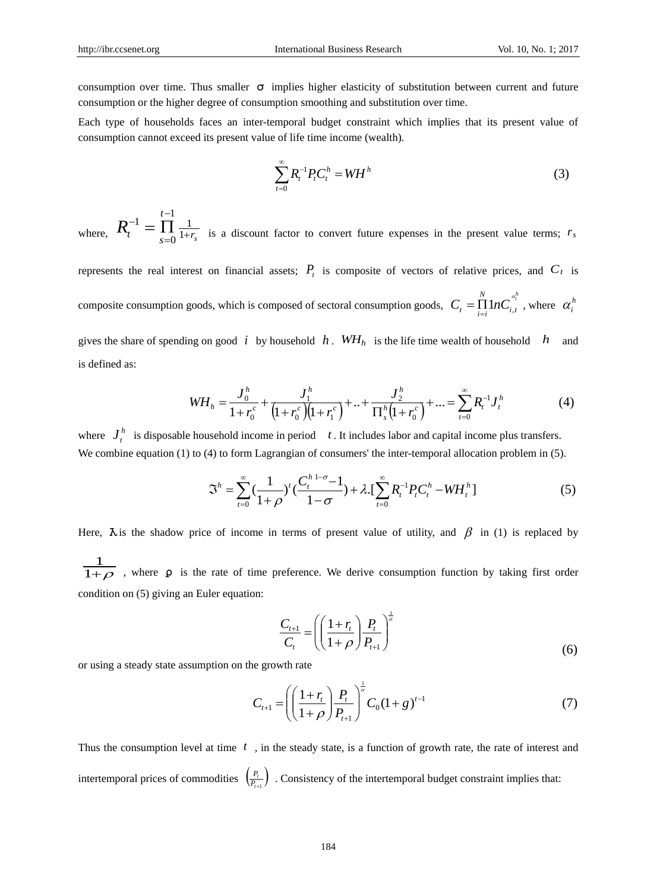consumption over time. Thus smaller $\sigma$ implies higher elasticity of substitution between current and future consumption or the higher degree of consumption smoothing and substitution over time.

Each type of households faces an inter-temporal budget constraint which implies that its present value of consumption cannot exceed its present value of life time income (wealth).

$$\sum_{t=0}^{\infty} R_t^{-1} P_t C_t^h = WH^h \tag{3}$$

where, $R_t^{-1} = \prod_{s=0}^{t-1} \frac{1}{1+r_s}$ is a discount factor to convert future expenses in the present value terms; $r_s$ represents the real interest on financial assets; $P_t$ is composite of vectors of relative prices, and $C_t$ is composite consumption goods, which is composed of sectoral consumption goods, $C_t = \prod_{i=i}^{N} 1nC_{i,t}^{\alpha_i^h}$, where $\alpha_i^h$ gives the share of spending on good $i$ by household $h$. $WH_h$ is the life time wealth of household $h$ and is defined as:

$$WH_h = \frac{J_0^h}{1+r_0^c} + \frac{J_1^h}{\left(1+r_0^c\right)\left(1+r_1^c\right)} + .. + \frac{J_2^h}{\Pi_s^h\left(1+r_0^c\right)} + ... = \sum_{t=0}^{\infty} R_t^{-1} J_t^h \tag{4}$$

where $J_t^h$ is disposable household income in period $t$. It includes labor and capital income plus transfers. We combine equation (1) to (4) to form Lagrangian of consumers' the inter-temporal allocation problem in (5).

$$\Im^h = \sum_{t=0}^{\infty} \left(\frac{1}{1+\rho}\right)^t \left(\frac{C_t^{h\,1-\sigma} - 1}{1-\sigma}\right) + \lambda.\left[\sum_{t=0}^{\infty} R_t^{-1} P_t C_t^h - WH_t^h\right] \tag{5}$$

Here, $\lambda$ is the shadow price of income in terms of present value of utility, and $\beta$ in (1) is replaced by $\frac{1}{1+\rho}$, where $\rho$ is the rate of time preference. We derive consumption function by taking first order condition on (5) giving an Euler equation:

$$\frac{C_{t+1}}{C_t} = \left(\left(\frac{1+r_t}{1+\rho}\right)\frac{P_t}{P_{t+1}}\right)^{\frac{1}{\sigma}} \tag{6}$$

or using a steady state assumption on the growth rate

$$C_{t+1} = \left(\left(\frac{1+r_t}{1+\rho}\right)\frac{P_t}{P_{t+1}}\right)^{\frac{1}{\sigma}} C_0(1+g)^{t-1} \tag{7}$$

Thus the consumption level at time $t$, in the steady state, is a function of growth rate, the rate of interest and intertemporal prices of commodities $\left(\frac{P_t}{P_{t+1}}\right)$. Consistency of the intertemporal budget constraint implies that: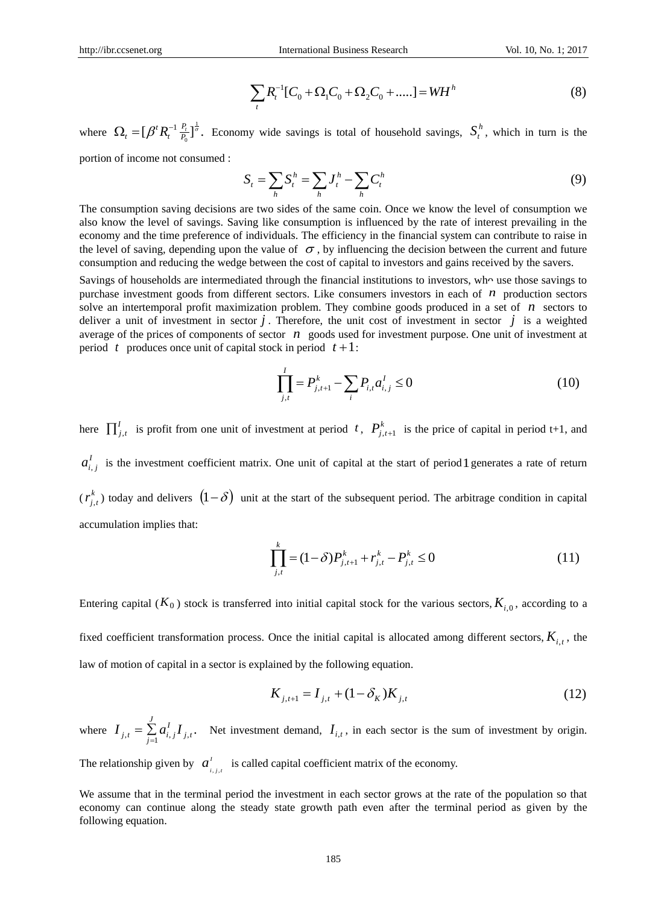$$\sum_t R_t^{-1}[C_0 + \Omega_1 C_0 + \Omega_2 C_0 + .....] = WH^h \tag{8}$$

where $\Omega_t = [\beta^t R_t^{-1} \frac{P_t}{P_0}]^{\frac{1}{\sigma}}$. Economy wide savings is total of household savings, $S_t^h$, which in turn is the portion of income not consumed :

$$S_t = \sum_h S_t^h = \sum_h J_t^h - \sum_h C_t^h \tag{9}$$

The consumption saving decisions are two sides of the same coin. Once we know the level of consumption we also know the level of savings. Saving like consumption is influenced by the rate of interest prevailing in the economy and the time preference of individuals. The efficiency in the financial system can contribute to raise in the level of saving, depending upon the value of $\sigma$, by influencing the decision between the current and future consumption and reducing the wedge between the cost of capital to investors and gains received by the savers.

Savings of households are intermediated through the financial institutions to investors, who use those savings to purchase investment goods from different sectors. Like consumers investors in each of $n$ production sectors solve an intertemporal profit maximization problem. They combine goods produced in a set of $n$ sectors to deliver a unit of investment in sector $j$. Therefore, the unit cost of investment in sector $j$ is a weighted average of the prices of components of sector $n$ goods used for investment purpose. One unit of investment at period $t$ produces once unit of capital stock in period $t+1$:

$$\prod_{j,t}^{I} = P_{j,t+1}^k - \sum_i P_{i,t} a_{i,j}^I \leq 0 \tag{10}$$

here $\prod_{j,t}^{I}$ is profit from one unit of investment at period $t$, $P_{j,t+1}^k$ is the price of capital in period t+1, and $a_{i,j}^I$ is the investment coefficient matrix. One unit of capital at the start of period $1$ generates a rate of return ($r_{j,t}^k$) today and delivers $(1-\delta)$ unit at the start of the subsequent period. The arbitrage condition in capital accumulation implies that:

$$\prod_{j,t}^{k} = (1-\delta) P_{j,t+1}^k + r_{j,t}^k - P_{j,t}^k \leq 0 \tag{11}$$

Entering capital ($K_0$) stock is transferred into initial capital stock for the various sectors, $K_{i,0}$, according to a fixed coefficient transformation process. Once the initial capital is allocated among different sectors, $K_{i,t}$, the law of motion of capital in a sector is explained by the following equation.

$$K_{j,t+1} = I_{j,t} + (1-\delta_K) K_{j,t} \tag{12}$$

where $I_{j,t} = \sum_{j=1}^{J} a_{i,j}^I I_{j,t}$. Net investment demand, $I_{i,t}$, in each sector is the sum of investment by origin. The relationship given by $a_{i,j,t}^I$ is called capital coefficient matrix of the economy.

We assume that in the terminal period the investment in each sector grows at the rate of the population so that economy can continue along the steady state growth path even after the terminal period as given by the following equation.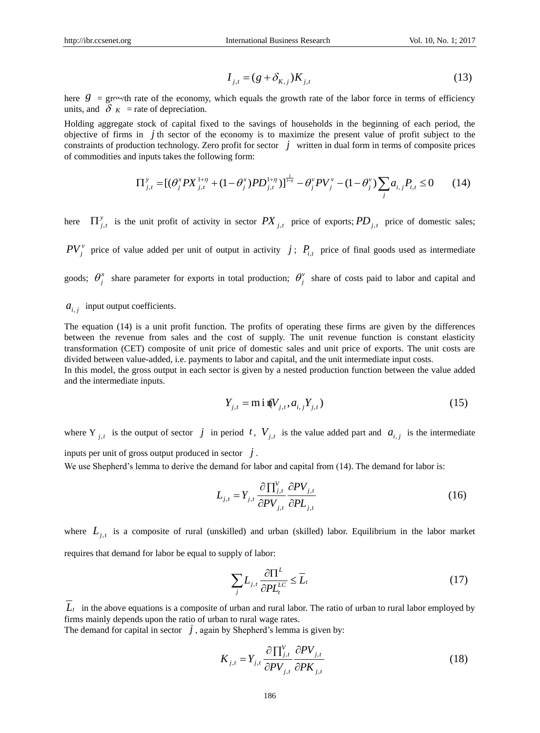$$I_{j,t} = (g + \delta_{K,j}) K_{j,t} \tag{13}$$

here $g$ = growth rate of the economy, which equals the growth rate of the labor force in terms of efficiency units, and $\delta_K$ = rate of depreciation.

Holding aggregate stock of capital fixed to the savings of households in the beginning of each period, the objective of firms in $j$th sector of the economy is to maximize the present value of profit subject to the constraints of production technology. Zero profit for sector $j$ written in dual form in terms of composite prices of commodities and inputs takes the following form:

$$\Pi_{j,t}^{y} = [(\theta_j^x PX_{j,t}^{1+\eta} + (1-\theta_j^x) PD_{j,t}^{1+\eta})]^{\frac{1}{1+\eta}} - \theta_j^v PV_j^v - (1-\theta_j^v) \sum_j a_{i,j} P_{i,t} \le 0 \tag{14}$$

here $\Pi_{j,t}^{y}$ is the unit profit of activity in sector $PX_{j,t}$ price of exports; $PD_{j,t}$ price of domestic sales; $PV_j^v$ price of value added per unit of output in activity $j$; $P_{i,t}$ price of final goods used as intermediate goods; $\theta_j^x$ share parameter for exports in total production; $\theta_j^v$ share of costs paid to labor and capital and $a_{i,j}$ input output coefficients.

The equation (14) is a unit profit function. The profits of operating these firms are given by the differences between the revenue from sales and the cost of supply. The unit revenue function is constant elasticity transformation (CET) composite of unit price of domestic sales and unit price of exports. The unit costs are divided between value-added, i.e. payments to labor and capital, and the unit intermediate input costs.

In this model, the gross output in each sector is given by a nested production function between the value added and the intermediate inputs.

$$Y_{j,t} = \min(V_{j,t}, a_{i,j} Y_{j,t}) \tag{15}$$

where $Y_{j,t}$ is the output of sector $j$ in period $t$, $V_{j,t}$ is the value added part and $a_{i,j}$ is the intermediate inputs per unit of gross output produced in sector $j$.

We use Shepherd's lemma to derive the demand for labor and capital from (14). The demand for labor is:

$$L_{j,t} = Y_{j,t} \frac{\partial \prod_{j,t}^{V}}{\partial PV_{j,t}} \frac{\partial PV_{j,t}}{\partial PL_{j,t}} \tag{16}$$

where $L_{j,t}$ is a composite of rural (unskilled) and urban (skilled) labor. Equilibrium in the labor market requires that demand for labor be equal to supply of labor:

$$\sum_j L_{j,t} \frac{\partial \Pi^L}{\partial PL_t^{LC}} \le \overline{L}_t \tag{17}$$

$\overline{L}_t$ in the above equations is a composite of urban and rural labor. The ratio of urban to rural labor employed by firms mainly depends upon the ratio of urban to rural wage rates.

The demand for capital in sector $j$, again by Shepherd's lemma is given by:

$$K_{j,t} = Y_{j,t} \frac{\partial \prod_{j,t}^{V}}{\partial PV_{j,t}} \frac{\partial PV_{j,t}}{\partial PK_{j,t}} \tag{18}$$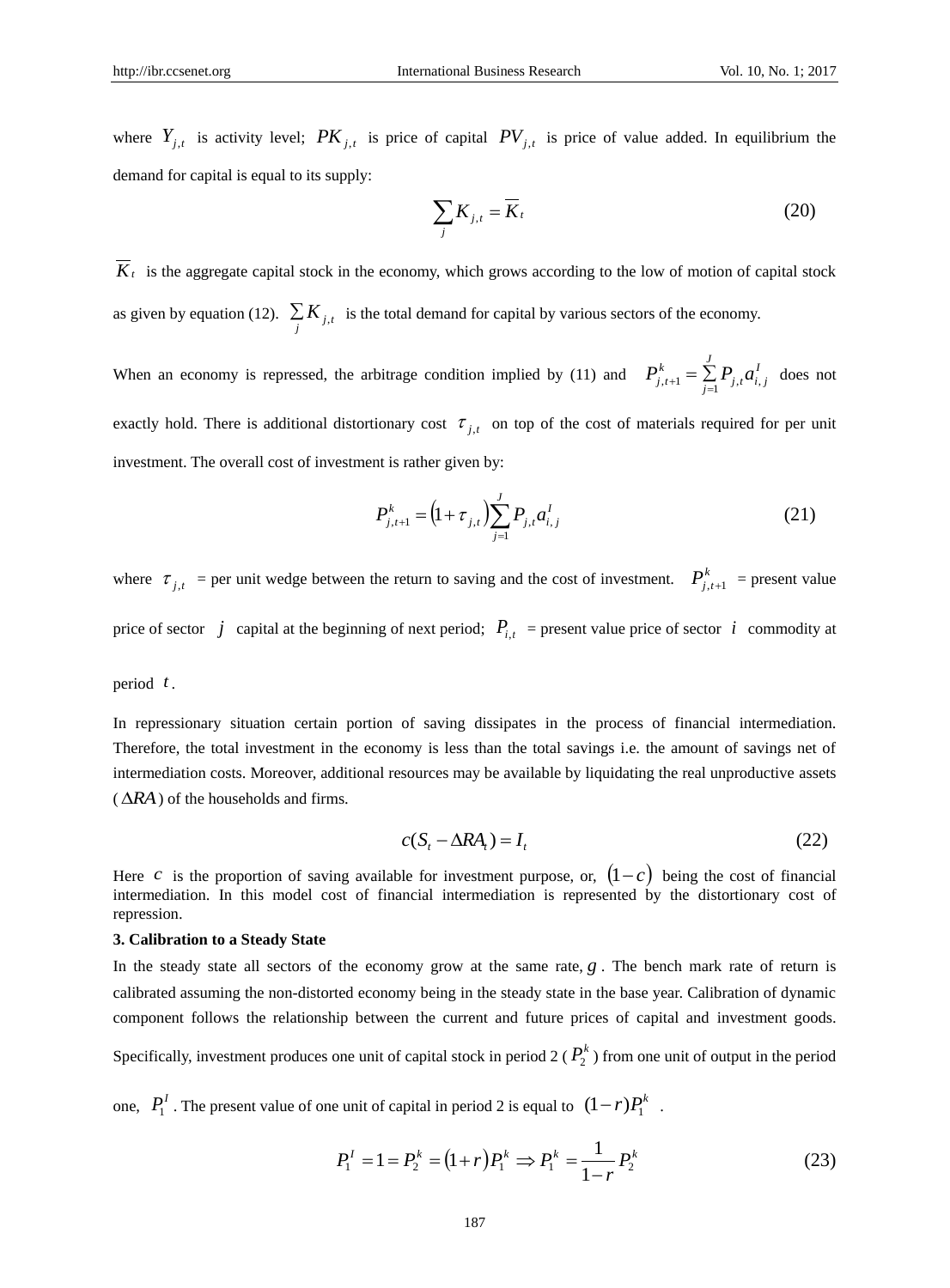where $Y_{j,t}$ is activity level; $PK_{j,t}$ is price of capital $PV_{j,t}$ is price of value added. In equilibrium the demand for capital is equal to its supply:

$$\sum_{j} K_{j,t} = \overline{K}_t \tag{20}$$

$\overline{K}_t$ is the aggregate capital stock in the economy, which grows according to the low of motion of capital stock as given by equation (12). $\sum_{j} K_{j,t}$ is the total demand for capital by various sectors of the economy.

When an economy is repressed, the arbitrage condition implied by (11) and $P^{k}_{j,t+1} = \sum_{j=1}^{J} P_{j,t} a^{I}_{i,j}$ does not exactly hold. There is additional distortionary cost $\tau_{j,t}$ on top of the cost of materials required for per unit investment. The overall cost of investment is rather given by:

$$P^{k}_{j,t+1} = \left(1+\tau_{j,t}\right)\sum_{j=1}^{J} P_{j,t} a^{I}_{i,j} \tag{21}$$

where $\tau_{j,t}$ = per unit wedge between the return to saving and the cost of investment. $P^{k}_{j,t+1}$ = present value price of sector $j$ capital at the beginning of next period; $P_{i,t}$ = present value price of sector $i$ commodity at period $t$.

In repressionary situation certain portion of saving dissipates in the process of financial intermediation. Therefore, the total investment in the economy is less than the total savings i.e. the amount of savings net of intermediation costs. Moreover, additional resources may be available by liquidating the real unproductive assets ($\Delta RA$) of the households and firms.

$$c(S_t - \Delta RA_t) = I_t \tag{22}$$

Here $c$ is the proportion of saving available for investment purpose, or, $(1-c)$ being the cost of financial intermediation. In this model cost of financial intermediation is represented by the distortionary cost of repression.

### 3. Calibration to a Steady State

In the steady state all sectors of the economy grow at the same rate, $g$. The bench mark rate of return is calibrated assuming the non-distorted economy being in the steady state in the base year. Calibration of dynamic component follows the relationship between the current and future prices of capital and investment goods. Specifically, investment produces one unit of capital stock in period 2 ($P^{k}_{2}$) from one unit of output in the period one, $P^{I}_{1}$. The present value of one unit of capital in period 2 is equal to $(1-r)P^{k}_{1}$.

$$P^{I}_{1} = 1 = P^{k}_{2} = \left(1+r\right)P^{k}_{1} \Rightarrow P^{k}_{1} = \frac{1}{1-r}P^{k}_{2} \tag{23}$$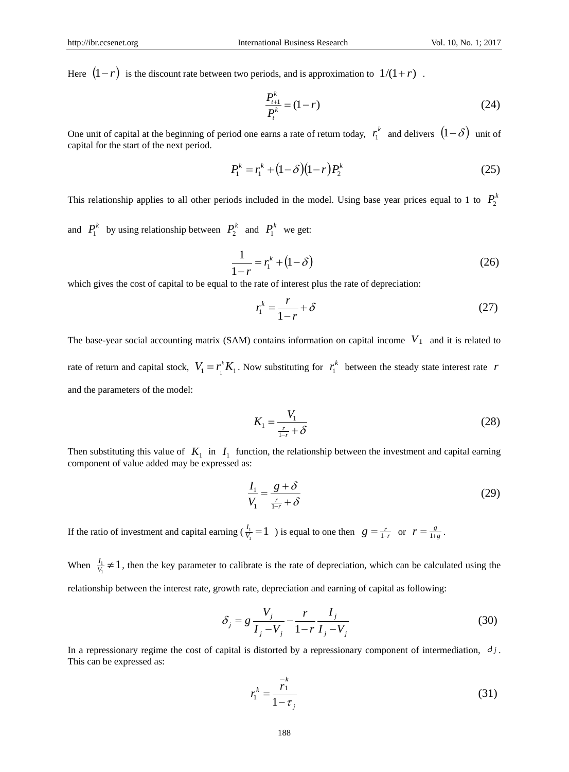Here $(1-r)$ is the discount rate between two periods, and is approximation to $1/(1+r)$ .

$$\frac{P_{t+1}^{k}}{P_{t}^{k}} = (1-r) \tag{24}$$

One unit of capital at the beginning of period one earns a rate of return today, $r_1^k$ and delivers $(1-\delta)$ unit of capital for the start of the next period.

$$P_1^k = r_1^k + (1-\delta)(1-r)P_2^k \tag{25}$$

This relationship applies to all other periods included in the model. Using base year prices equal to 1 to $P_2^k$ and $P_1^k$ by using relationship between $P_2^k$ and $P_1^k$ we get:

$$\frac{1}{1-r} = r_1^k + (1-\delta) \tag{26}$$

which gives the cost of capital to be equal to the rate of interest plus the rate of depreciation:

$$r_1^k = \frac{r}{1-r} + \delta \tag{27}$$

The base-year social accounting matrix (SAM) contains information on capital income $V_1$ and it is related to rate of return and capital stock, $V_1 = r_1^k K_1$. Now substituting for $r_1^k$ between the steady state interest rate $r$ and the parameters of the model:

$$K_1 = \frac{V_1}{\frac{r}{1-r} + \delta} \tag{28}$$

Then substituting this value of $K_1$ in $I_1$ function, the relationship between the investment and capital earning component of value added may be expressed as:

$$\frac{I_1}{V_1} = \frac{g+\delta}{\frac{r}{1-r} + \delta} \tag{29}$$

If the ratio of investment and capital earning ( $\frac{I_1}{V_1} = 1$ ) is equal to one then $g = \frac{r}{1-r}$ or $r = \frac{g}{1+g}$.

When $\frac{I_1}{V_1} \neq 1$, then the key parameter to calibrate is the rate of depreciation, which can be calculated using the relationship between the interest rate, growth rate, depreciation and earning of capital as following:

$$\delta_j = g\frac{V_j}{I_j - V_j} - \frac{r}{1-r}\frac{I_j}{I_j - V_j} \tag{30}$$

In a repressionary regime the cost of capital is distorted by a repressionary component of intermediation, $\tau_j$. This can be expressed as:

$$r_1^k = \frac{\bar{r}_1^k}{1-\tau_j} \tag{31}$$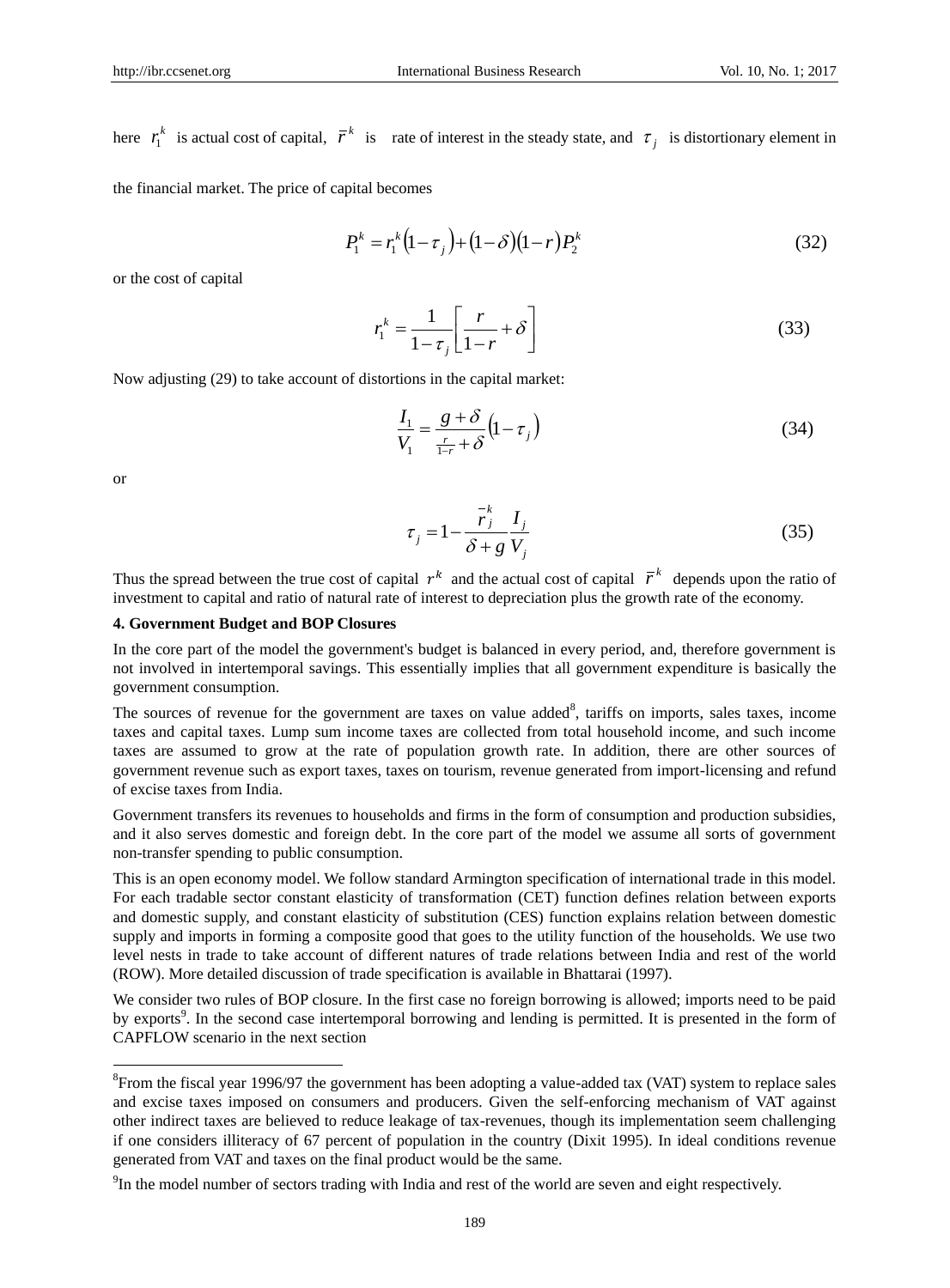here $r_1^k$ is actual cost of capital, $\bar{r}^k$ is rate of interest in the steady state, and $\tau_j$ is distortionary element in the financial market. The price of capital becomes

$$P_1^k = r_1^k\left(1-\tau_j\right)+\left(1-\delta\right)\left(1-r\right)P_2^k \tag{32}$$

or the cost of capital

$$r_1^k = \frac{1}{1-\tau_j}\left[\frac{r}{1-r}+\delta\right] \tag{33}$$

Now adjusting (29) to take account of distortions in the capital market:

$$\frac{I_1}{V_1} = \frac{g+\delta}{\frac{r}{1-r}+\delta}\left(1-\tau_j\right) \tag{34}$$

or

$$\tau_j = 1-\frac{\bar{r}_j^k}{\delta+g}\frac{I_j}{V_j} \tag{35}$$

Thus the spread between the true cost of capital $r^k$ and the actual cost of capital $\bar{r}^k$ depends upon the ratio of investment to capital and ratio of natural rate of interest to depreciation plus the growth rate of the economy.

**4. Government Budget and BOP Closures**

In the core part of the model the government's budget is balanced in every period, and, therefore government is not involved in intertemporal savings. This essentially implies that all government expenditure is basically the government consumption.

The sources of revenue for the government are taxes on value added[8], tariffs on imports, sales taxes, income taxes and capital taxes. Lump sum income taxes are collected from total household income, and such income taxes are assumed to grow at the rate of population growth rate. In addition, there are other sources of government revenue such as export taxes, taxes on tourism, revenue generated from import-licensing and refund of excise taxes from India.

Government transfers its revenues to households and firms in the form of consumption and production subsidies, and it also serves domestic and foreign debt. In the core part of the model we assume all sorts of government non-transfer spending to public consumption.

This is an open economy model. We follow standard Armington specification of international trade in this model. For each tradable sector constant elasticity of transformation (CET) function defines relation between exports and domestic supply, and constant elasticity of substitution (CES) function explains relation between domestic supply and imports in forming a composite good that goes to the utility function of the households. We use two level nests in trade to take account of different natures of trade relations between India and rest of the world (ROW). More detailed discussion of trade specification is available in Bhattarai (1997).

We consider two rules of BOP closure. In the first case no foreign borrowing is allowed; imports need to be paid by exports[9]. In the second case intertemporal borrowing and lending is permitted. It is presented in the form of CAPFLOW scenario in the next section

---

[8]From the fiscal year 1996/97 the government has been adopting a value-added tax (VAT) system to replace sales and excise taxes imposed on consumers and producers. Given the self-enforcing mechanism of VAT against other indirect taxes are believed to reduce leakage of tax-revenues, though its implementation seem challenging if one considers illiteracy of 67 percent of population in the country (Dixit 1995). In ideal conditions revenue generated from VAT and taxes on the final product would be the same.

[9]In the model number of sectors trading with India and rest of the world are seven and eight respectively.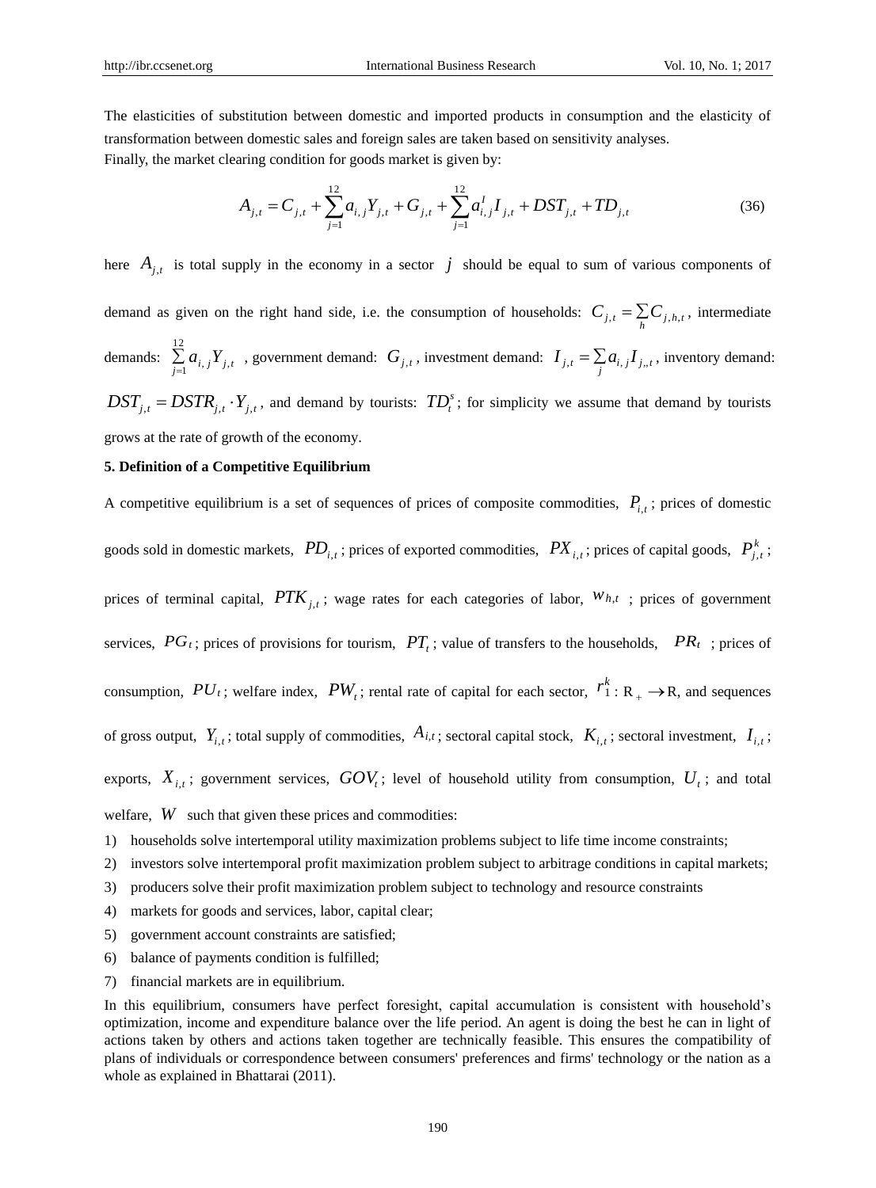The elasticities of substitution between domestic and imported products in consumption and the elasticity of transformation between domestic sales and foreign sales are taken based on sensitivity analyses.

Finally, the market clearing condition for goods market is given by:

$$A_{j,t} = C_{j,t} + \sum_{j=1}^{12} a_{i,j} Y_{j,t} + G_{j,t} + \sum_{j=1}^{12} a_{i,j}^{I} I_{j,t} + DST_{j,t} + TD_{j,t} \tag{36}$$

here $A_{j,t}$ is total supply in the economy in a sector $j$ should be equal to sum of various components of demand as given on the right hand side, i.e. the consumption of households: $C_{j,t} = \sum_h C_{j,h,t}$, intermediate demands: $\sum_{j=1}^{12} a_{i,j} Y_{j,t}$ , government demand: $G_{j,t}$, investment demand: $I_{j,t} = \sum_j a_{i,j} I_{j,,t}$, inventory demand: $DST_{j,t} = DSTR_{j,t} \cdot Y_{j,t}$, and demand by tourists: $TD_t^s$; for simplicity we assume that demand by tourists grows at the rate of growth of the economy.

**5. Definition of a Competitive Equilibrium**

A competitive equilibrium is a set of sequences of prices of composite commodities, $P_{i,t}$; prices of domestic goods sold in domestic markets, $PD_{i,t}$; prices of exported commodities, $PX_{i,t}$; prices of capital goods, $P_{j,t}^{k}$; prices of terminal capital, $PTK_{j,t}$; wage rates for each categories of labor, $w_{h,t}$ ; prices of government services, $PG_t$; prices of provisions for tourism, $PT_t$; value of transfers to the households, $PR_t$ ; prices of consumption, $PU_t$; welfare index, $PW_t$; rental rate of capital for each sector, $r_1^k : R_+ \rightarrow R$, and sequences of gross output, $Y_{i,t}$; total supply of commodities, $A_{i,t}$; sectoral capital stock, $K_{i,t}$; sectoral investment, $I_{i,t}$; exports, $X_{i,t}$; government services, $GOV_t$; level of household utility from consumption, $U_t$; and total welfare, $W$ such that given these prices and commodities:

1) households solve intertemporal utility maximization problems subject to life time income constraints;
2) investors solve intertemporal profit maximization problem subject to arbitrage conditions in capital markets;
3) producers solve their profit maximization problem subject to technology and resource constraints
4) markets for goods and services, labor, capital clear;
5) government account constraints are satisfied;
6) balance of payments condition is fulfilled;
7) financial markets are in equilibrium.

In this equilibrium, consumers have perfect foresight, capital accumulation is consistent with household's optimization, income and expenditure balance over the life period. An agent is doing the best he can in light of actions taken by others and actions taken together are technically feasible. This ensures the compatibility of plans of individuals or correspondence between consumers' preferences and firms' technology or the nation as a whole as explained in Bhattarai (2011).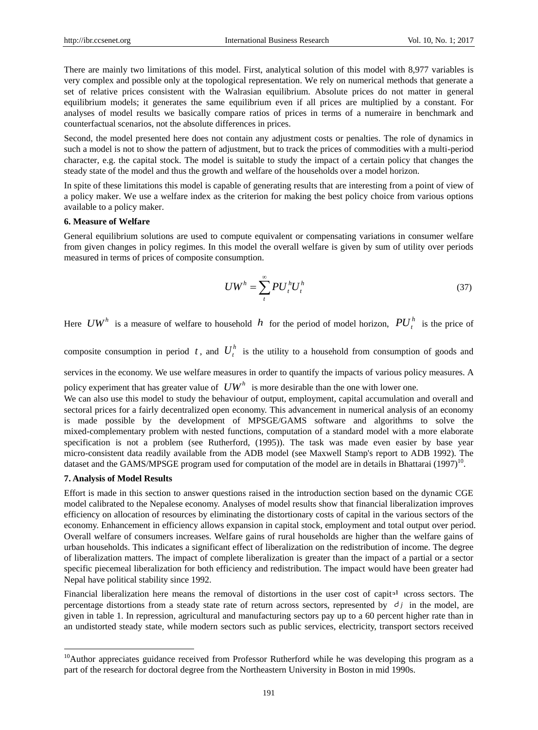There are mainly two limitations of this model. First, analytical solution of this model with 8,977 variables is very complex and possible only at the topological representation. We rely on numerical methods that generate a set of relative prices consistent with the Walrasian equilibrium. Absolute prices do not matter in general equilibrium models; it generates the same equilibrium even if all prices are multiplied by a constant. For analyses of model results we basically compare ratios of prices in terms of a numeraire in benchmark and counterfactual scenarios, not the absolute differences in prices.

Second, the model presented here does not contain any adjustment costs or penalties. The role of dynamics in such a model is not to show the pattern of adjustment, but to track the prices of commodities with a multi-period character, e.g. the capital stock. The model is suitable to study the impact of a certain policy that changes the steady state of the model and thus the growth and welfare of the households over a model horizon.

In spite of these limitations this model is capable of generating results that are interesting from a point of view of a policy maker. We use a welfare index as the criterion for making the best policy choice from various options available to a policy maker.

### 6. Measure of Welfare

General equilibrium solutions are used to compute equivalent or compensating variations in consumer welfare from given changes in policy regimes. In this model the overall welfare is given by sum of utility over periods measured in terms of prices of composite consumption.

$$UW^h = \sum_t^{\infty} PU_t^h U_t^h \tag{37}$$

Here $UW^h$ is a measure of welfare to household $h$ for the period of model horizon, $PU_t^h$ is the price of composite consumption in period $t$, and $U_t^h$ is the utility to a household from consumption of goods and services in the economy. We use welfare measures in order to quantify the impacts of various policy measures. A policy experiment that has greater value of $UW^h$ is more desirable than the one with lower one.

We can also use this model to study the behaviour of output, employment, capital accumulation and overall and sectoral prices for a fairly decentralized open economy. This advancement in numerical analysis of an economy is made possible by the development of MPSGE/GAMS software and algorithms to solve the mixed-complementary problem with nested functions, computation of a standard model with a more elaborate specification is not a problem (see Rutherford, (1995)). The task was made even easier by base year micro-consistent data readily available from the ADB model (see Maxwell Stamp's report to ADB 1992). The dataset and the GAMS/MPSGE program used for computation of the model are in details in Bhattarai (1997)[10].

### 7. Analysis of Model Results

Effort is made in this section to answer questions raised in the introduction section based on the dynamic CGE model calibrated to the Nepalese economy. Analyses of model results show that financial liberalization improves efficiency on allocation of resources by eliminating the distortionary costs of capital in the various sectors of the economy. Enhancement in efficiency allows expansion in capital stock, employment and total output over period. Overall welfare of consumers increases. Welfare gains of rural households are higher than the welfare gains of urban households. This indicates a significant effect of liberalization on the redistribution of income. The degree of liberalization matters. The impact of complete liberalization is greater than the impact of a partial or a sector specific piecemeal liberalization for both efficiency and redistribution. The impact would have been greater had Nepal have political stability since 1992.

Financial liberalization here means the removal of distortions in the user cost of capital across sectors. The percentage distortions from a steady state rate of return across sectors, represented by $\partial j$ in the model, are given in table 1. In repression, agricultural and manufacturing sectors pay up to a 60 percent higher rate than in an undistorted steady state, while modern sectors such as public services, electricity, transport sectors received

---

[10]Author appreciates guidance received from Professor Rutherford while he was developing this program as a part of the research for doctoral degree from the Northeastern University in Boston in mid 1990s.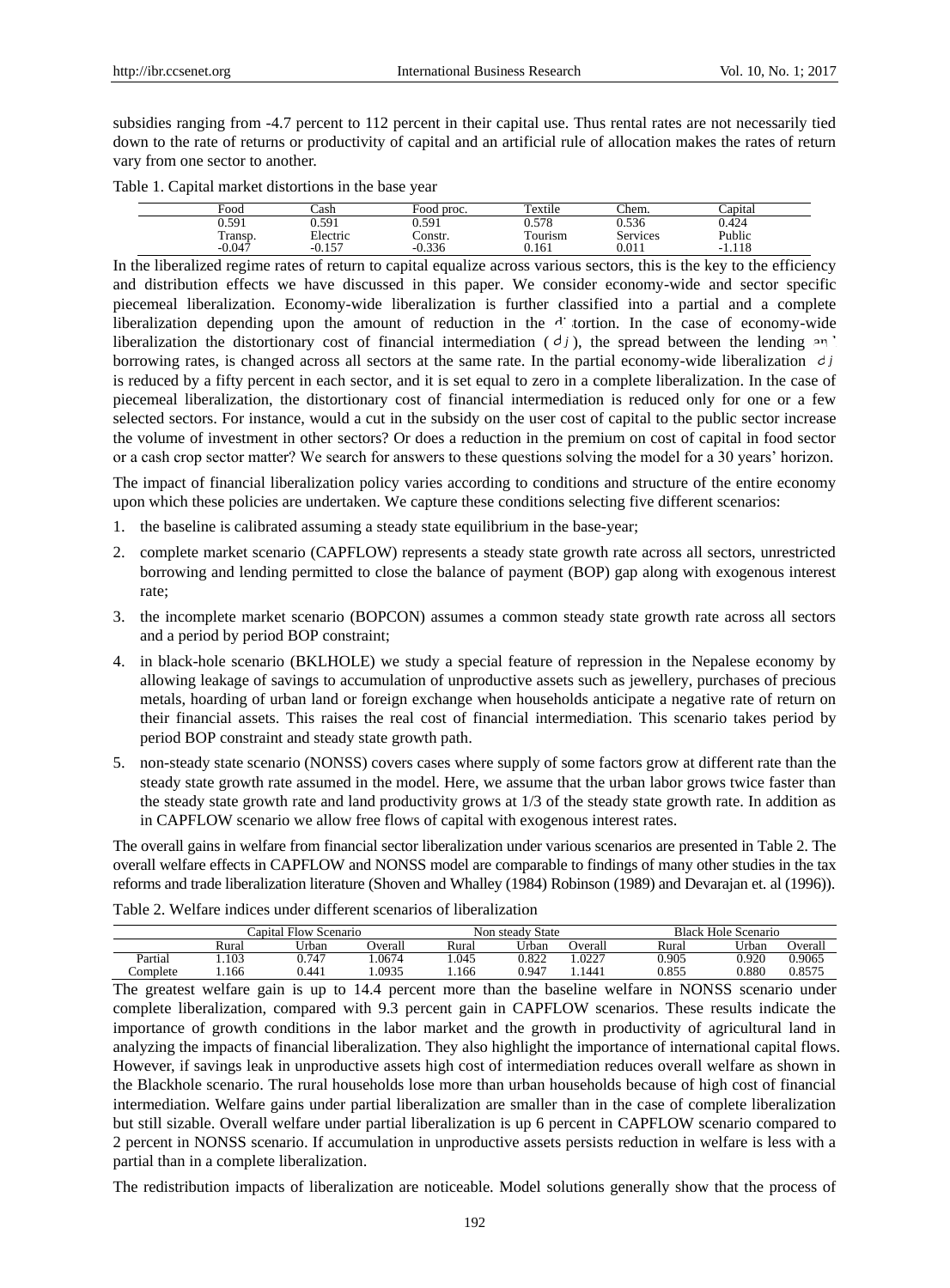subsidies ranging from -4.7 percent to 112 percent in their capital use. Thus rental rates are not necessarily tied down to the rate of returns or productivity of capital and an artificial rule of allocation makes the rates of return vary from one sector to another.

Table 1. Capital market distortions in the base year

| Food | Cash | Food proc. | Textile | Chem. | Capital |
|---|---|---|---|---|---|
| 0.591 | 0.591 | 0.591 | 0.578 | 0.536 | 0.424 |
| Transp. | Electric | Constr. | Tourism | Services | Public |
| -0.047 | -0.157 | -0.336 | 0.161 | 0.011 | -1.118 |

In the liberalized regime rates of return to capital equalize across various sectors, this is the key to the efficiency and distribution effects we have discussed in this paper. We consider economy-wide and sector specific piecemeal liberalization. Economy-wide liberalization is further classified into a partial and a complete liberalization depending upon the amount of reduction in the distortion. In the case of economy-wide liberalization the distortionary cost of financial intermediation ($\partial j$), the spread between the lending and borrowing rates, is changed across all sectors at the same rate. In the partial economy-wide liberalization $\partial j$ is reduced by a fifty percent in each sector, and it is set equal to zero in a complete liberalization. In the case of piecemeal liberalization, the distortionary cost of financial intermediation is reduced only for one or a few selected sectors. For instance, would a cut in the subsidy on the user cost of capital to the public sector increase the volume of investment in other sectors? Or does a reduction in the premium on cost of capital in food sector or a cash crop sector matter? We search for answers to these questions solving the model for a 30 years' horizon.

The impact of financial liberalization policy varies according to conditions and structure of the entire economy upon which these policies are undertaken. We capture these conditions selecting five different scenarios:

1. the baseline is calibrated assuming a steady state equilibrium in the base-year;
2. complete market scenario (CAPFLOW) represents a steady state growth rate across all sectors, unrestricted borrowing and lending permitted to close the balance of payment (BOP) gap along with exogenous interest rate;
3. the incomplete market scenario (BOPCON) assumes a common steady state growth rate across all sectors and a period by period BOP constraint;
4. in black-hole scenario (BKLHOLE) we study a special feature of repression in the Nepalese economy by allowing leakage of savings to accumulation of unproductive assets such as jewellery, purchases of precious metals, hoarding of urban land or foreign exchange when households anticipate a negative rate of return on their financial assets. This raises the real cost of financial intermediation. This scenario takes period by period BOP constraint and steady state growth path.
5. non-steady state scenario (NONSS) covers cases where supply of some factors grow at different rate than the steady state growth rate assumed in the model. Here, we assume that the urban labor grows twice faster than the steady state growth rate and land productivity grows at 1/3 of the steady state growth rate. In addition as in CAPFLOW scenario we allow free flows of capital with exogenous interest rates.

The overall gains in welfare from financial sector liberalization under various scenarios are presented in Table 2. The overall welfare effects in CAPFLOW and NONSS model are comparable to findings of many other studies in the tax reforms and trade liberalization literature (Shoven and Whalley (1984) Robinson (1989) and Devarajan et. al (1996)).

Table 2. Welfare indices under different scenarios of liberalization

| | Capital Flow Scenario | | | Non steady State | | | Black Hole Scenario | | |
|---|---|---|---|---|---|---|---|---|---|
| | Rural | Urban | Overall | Rural | Urban | Overall | Rural | Urban | Overall |
| Partial | 1.103 | 0.747 | 1.0674 | 1.045 | 0.822 | 1.0227 | 0.905 | 0.920 | 0.9065 |
| Complete | 1.166 | 0.441 | 1.0935 | 1.166 | 0.947 | 1.1441 | 0.855 | 0.880 | 0.8575 |

The greatest welfare gain is up to 14.4 percent more than the baseline welfare in NONSS scenario under complete liberalization, compared with 9.3 percent gain in CAPFLOW scenarios. These results indicate the importance of growth conditions in the labor market and the growth in productivity of agricultural land in analyzing the impacts of financial liberalization. They also highlight the importance of international capital flows. However, if savings leak in unproductive assets high cost of intermediation reduces overall welfare as shown in the Blackhole scenario. The rural households lose more than urban households because of high cost of financial intermediation. Welfare gains under partial liberalization are smaller than in the case of complete liberalization but still sizable. Overall welfare under partial liberalization is up 6 percent in CAPFLOW scenario compared to 2 percent in NONSS scenario. If accumulation in unproductive assets persists reduction in welfare is less with a partial than in a complete liberalization.

The redistribution impacts of liberalization are noticeable. Model solutions generally show that the process of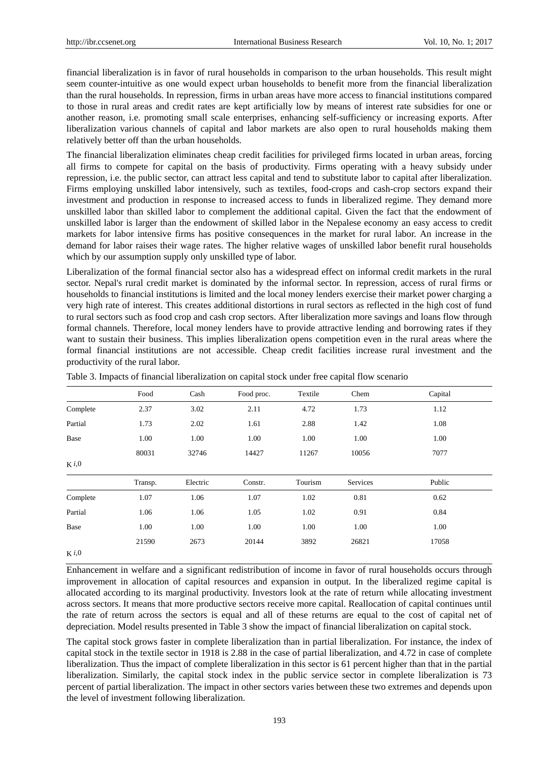financial liberalization is in favor of rural households in comparison to the urban households. This result might seem counter-intuitive as one would expect urban households to benefit more from the financial liberalization than the rural households. In repression, firms in urban areas have more access to financial institutions compared to those in rural areas and credit rates are kept artificially low by means of interest rate subsidies for one or another reason, i.e. promoting small scale enterprises, enhancing self-sufficiency or increasing exports. After liberalization various channels of capital and labor markets are also open to rural households making them relatively better off than the urban households.

The financial liberalization eliminates cheap credit facilities for privileged firms located in urban areas, forcing all firms to compete for capital on the basis of productivity. Firms operating with a heavy subsidy under repression, i.e. the public sector, can attract less capital and tend to substitute labor to capital after liberalization. Firms employing unskilled labor intensively, such as textiles, food-crops and cash-crop sectors expand their investment and production in response to increased access to funds in liberalized regime. They demand more unskilled labor than skilled labor to complement the additional capital. Given the fact that the endowment of unskilled labor is larger than the endowment of skilled labor in the Nepalese economy an easy access to credit markets for labor intensive firms has positive consequences in the market for rural labor. An increase in the demand for labor raises their wage rates. The higher relative wages of unskilled labor benefit rural households which by our assumption supply only unskilled type of labor.

Liberalization of the formal financial sector also has a widespread effect on informal credit markets in the rural sector. Nepal's rural credit market is dominated by the informal sector. In repression, access of rural firms or households to financial institutions is limited and the local money lenders exercise their market power charging a very high rate of interest. This creates additional distortions in rural sectors as reflected in the high cost of fund to rural sectors such as food crop and cash crop sectors. After liberalization more savings and loans flow through formal channels. Therefore, local money lenders have to provide attractive lending and borrowing rates if they want to sustain their business. This implies liberalization opens competition even in the rural areas where the formal financial institutions are not accessible. Cheap credit facilities increase rural investment and the productivity of the rural labor.

Table 3. Impacts of financial liberalization on capital stock under free capital flow scenario

| | Food | Cash | Food proc. | Textile | Chem | Capital |
|---|---|---|---|---|---|---|
| Complete | 2.37 | 3.02 | 2.11 | 4.72 | 1.73 | 1.12 |
| Partial | 1.73 | 2.02 | 1.61 | 2.88 | 1.42 | 1.08 |
| Base | 1.00 | 1.00 | 1.00 | 1.00 | 1.00 | 1.00 |
| $K_{i,0}$ | 80031 | 32746 | 14427 | 11267 | 10056 | 7077 |
| | **Transp.** | **Electric** | **Constr.** | **Tourism** | **Services** | **Public** |
| Complete | 1.07 | 1.06 | 1.07 | 1.02 | 0.81 | 0.62 |
| Partial | 1.06 | 1.06 | 1.05 | 1.02 | 0.91 | 0.84 |
| Base | 1.00 | 1.00 | 1.00 | 1.00 | 1.00 | 1.00 |
| $K_{i,0}$ | 21590 | 2673 | 20144 | 3892 | 26821 | 17058 |

Enhancement in welfare and a significant redistribution of income in favor of rural households occurs through improvement in allocation of capital resources and expansion in output. In the liberalized regime capital is allocated according to its marginal productivity. Investors look at the rate of return while allocating investment across sectors. It means that more productive sectors receive more capital. Reallocation of capital continues until the rate of return across the sectors is equal and all of these returns are equal to the cost of capital net of depreciation. Model results presented in Table 3 show the impact of financial liberalization on capital stock.

The capital stock grows faster in complete liberalization than in partial liberalization. For instance, the index of capital stock in the textile sector in 1918 is 2.88 in the case of partial liberalization, and 4.72 in case of complete liberalization. Thus the impact of complete liberalization in this sector is 61 percent higher than that in the partial liberalization. Similarly, the capital stock index in the public service sector in complete liberalization is 73 percent of partial liberalization. The impact in other sectors varies between these two extremes and depends upon the level of investment following liberalization.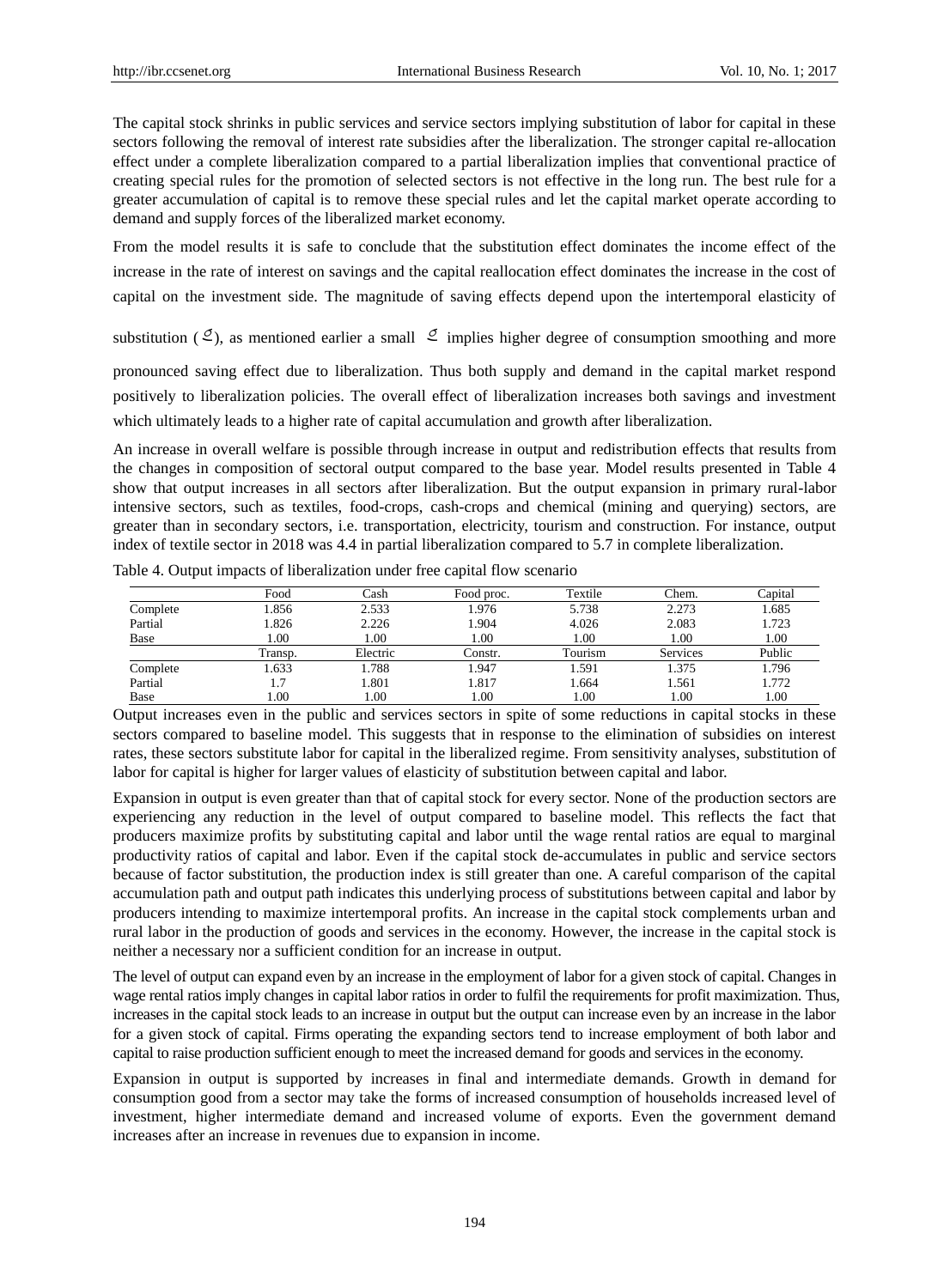The capital stock shrinks in public services and service sectors implying substitution of labor for capital in these sectors following the removal of interest rate subsidies after the liberalization. The stronger capital re-allocation effect under a complete liberalization compared to a partial liberalization implies that conventional practice of creating special rules for the promotion of selected sectors is not effective in the long run. The best rule for a greater accumulation of capital is to remove these special rules and let the capital market operate according to demand and supply forces of the liberalized market economy.

From the model results it is safe to conclude that the substitution effect dominates the income effect of the increase in the rate of interest on savings and the capital reallocation effect dominates the increase in the cost of capital on the investment side. The magnitude of saving effects depend upon the intertemporal elasticity of substitution ($\sigma$), as mentioned earlier a small $\sigma$ implies higher degree of consumption smoothing and more pronounced saving effect due to liberalization. Thus both supply and demand in the capital market respond positively to liberalization policies. The overall effect of liberalization increases both savings and investment which ultimately leads to a higher rate of capital accumulation and growth after liberalization.

An increase in overall welfare is possible through increase in output and redistribution effects that results from the changes in composition of sectoral output compared to the base year. Model results presented in Table 4 show that output increases in all sectors after liberalization. But the output expansion in primary rural-labor intensive sectors, such as textiles, food-crops, cash-crops and chemical (mining and querying) sectors, are greater than in secondary sectors, i.e. transportation, electricity, tourism and construction. For instance, output index of textile sector in 2018 was 4.4 in partial liberalization compared to 5.7 in complete liberalization.

Table 4. Output impacts of liberalization under free capital flow scenario

| | Food | Cash | Food proc. | Textile | Chem. | Capital |
|---|---|---|---|---|---|---|
| Complete | 1.856 | 2.533 | 1.976 | 5.738 | 2.273 | 1.685 |
| Partial | 1.826 | 2.226 | 1.904 | 4.026 | 2.083 | 1.723 |
| Base | 1.00 | 1.00 | 1.00 | 1.00 | 1.00 | 1.00 |
| | Transp. | Electric | Constr. | Tourism | Services | Public |
| Complete | 1.633 | 1.788 | 1.947 | 1.591 | 1.375 | 1.796 |
| Partial | 1.7 | 1.801 | 1.817 | 1.664 | 1.561 | 1.772 |
| Base | 1.00 | 1.00 | 1.00 | 1.00 | 1.00 | 1.00 |

Output increases even in the public and services sectors in spite of some reductions in capital stocks in these sectors compared to baseline model. This suggests that in response to the elimination of subsidies on interest rates, these sectors substitute labor for capital in the liberalized regime. From sensitivity analyses, substitution of labor for capital is higher for larger values of elasticity of substitution between capital and labor.

Expansion in output is even greater than that of capital stock for every sector. None of the production sectors are experiencing any reduction in the level of output compared to baseline model. This reflects the fact that producers maximize profits by substituting capital and labor until the wage rental ratios are equal to marginal productivity ratios of capital and labor. Even if the capital stock de-accumulates in public and service sectors because of factor substitution, the production index is still greater than one. A careful comparison of the capital accumulation path and output path indicates this underlying process of substitutions between capital and labor by producers intending to maximize intertemporal profits. An increase in the capital stock complements urban and rural labor in the production of goods and services in the economy. However, the increase in the capital stock is neither a necessary nor a sufficient condition for an increase in output.

The level of output can expand even by an increase in the employment of labor for a given stock of capital. Changes in wage rental ratios imply changes in capital labor ratios in order to fulfil the requirements for profit maximization. Thus, increases in the capital stock leads to an increase in output but the output can increase even by an increase in the labor for a given stock of capital. Firms operating the expanding sectors tend to increase employment of both labor and capital to raise production sufficient enough to meet the increased demand for goods and services in the economy.

Expansion in output is supported by increases in final and intermediate demands. Growth in demand for consumption good from a sector may take the forms of increased consumption of households increased level of investment, higher intermediate demand and increased volume of exports. Even the government demand increases after an increase in revenues due to expansion in income.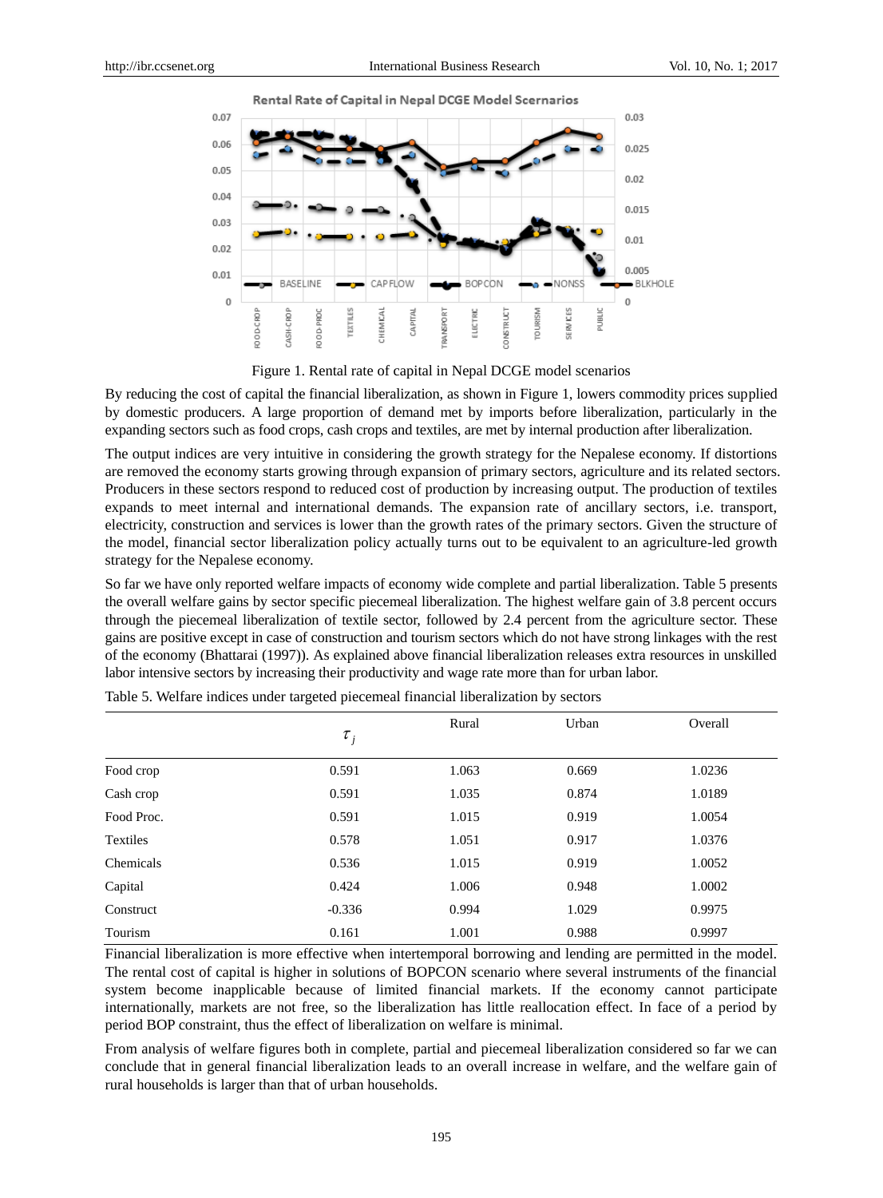Figure 1. Rental rate of capital in Nepal DCGE model scenarios

By reducing the cost of capital the financial liberalization, as shown in Figure 1, lowers commodity prices supplied by domestic producers. A large proportion of demand met by imports before liberalization, particularly in the expanding sectors such as food crops, cash crops and textiles, are met by internal production after liberalization.

The output indices are very intuitive in considering the growth strategy for the Nepalese economy. If distortions are removed the economy starts growing through expansion of primary sectors, agriculture and its related sectors. Producers in these sectors respond to reduced cost of production by increasing output. The production of textiles expands to meet internal and international demands. The expansion rate of ancillary sectors, i.e. transport, electricity, construction and services is lower than the growth rates of the primary sectors. Given the structure of the model, financial sector liberalization policy actually turns out to be equivalent to an agriculture-led growth strategy for the Nepalese economy.

So far we have only reported welfare impacts of economy wide complete and partial liberalization. Table 5 presents the overall welfare gains by sector specific piecemeal liberalization. The highest welfare gain of 3.8 percent occurs through the piecemeal liberalization of textile sector, followed by 2.4 percent from the agriculture sector. These gains are positive except in case of construction and tourism sectors which do not have strong linkages with the rest of the economy (Bhattarai (1997)). As explained above financial liberalization releases extra resources in unskilled labor intensive sectors by increasing their productivity and wage rate more than for urban labor.

Table 5. Welfare indices under targeted piecemeal financial liberalization by sectors

| | $\tau_j$ | Rural | Urban | Overall |
|---|---|---|---|---|
| Food crop | 0.591 | 1.063 | 0.669 | 1.0236 |
| Cash crop | 0.591 | 1.035 | 0.874 | 1.0189 |
| Food Proc. | 0.591 | 1.015 | 0.919 | 1.0054 |
| Textiles | 0.578 | 1.051 | 0.917 | 1.0376 |
| Chemicals | 0.536 | 1.015 | 0.919 | 1.0052 |
| Capital | 0.424 | 1.006 | 0.948 | 1.0002 |
| Construct | -0.336 | 0.994 | 1.029 | 0.9975 |
| Tourism | 0.161 | 1.001 | 0.988 | 0.9997 |

Financial liberalization is more effective when intertemporal borrowing and lending are permitted in the model. The rental cost of capital is higher in solutions of BOPCON scenario where several instruments of the financial system become inapplicable because of limited financial markets. If the economy cannot participate internationally, markets are not free, so the liberalization has little reallocation effect. In face of a period by period BOP constraint, thus the effect of liberalization on welfare is minimal.

From analysis of welfare figures both in complete, partial and piecemeal liberalization considered so far we can conclude that in general financial liberalization leads to an overall increase in welfare, and the welfare gain of rural households is larger than that of urban households.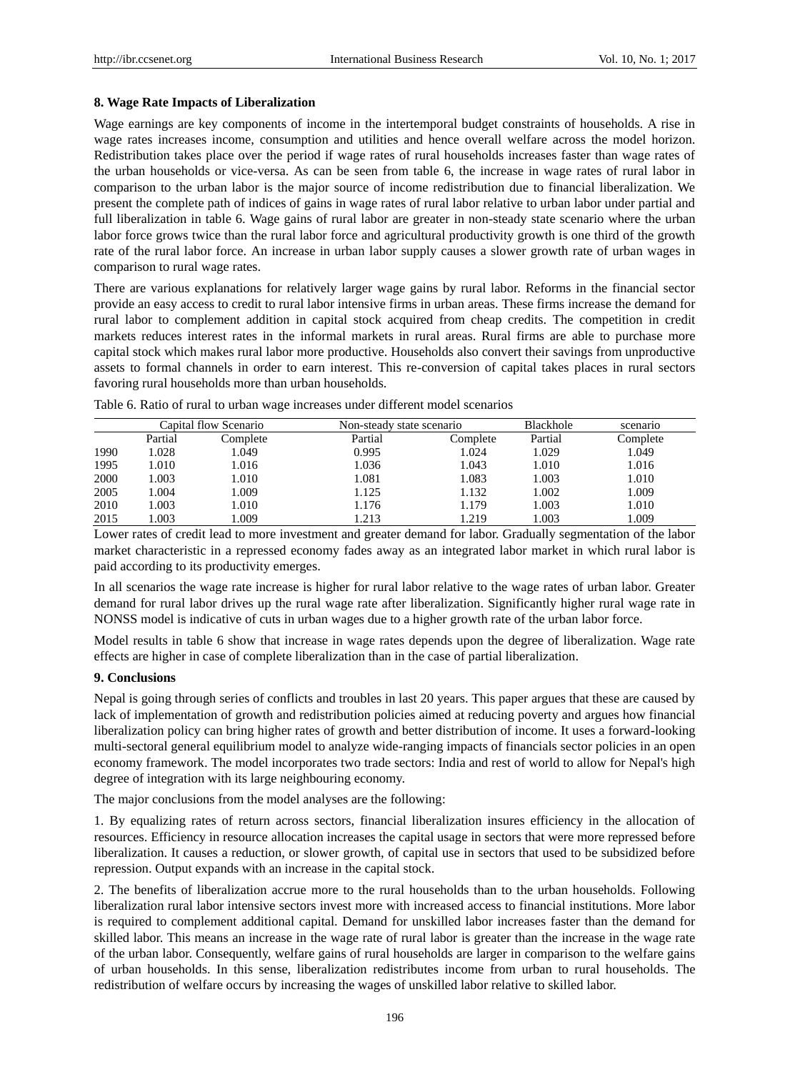### 8. Wage Rate Impacts of Liberalization

Wage earnings are key components of income in the intertemporal budget constraints of households. A rise in wage rates increases income, consumption and utilities and hence overall welfare across the model horizon. Redistribution takes place over the period if wage rates of rural households increases faster than wage rates of the urban households or vice-versa. As can be seen from table 6, the increase in wage rates of rural labor in comparison to the urban labor is the major source of income redistribution due to financial liberalization. We present the complete path of indices of gains in wage rates of rural labor relative to urban labor under partial and full liberalization in table 6. Wage gains of rural labor are greater in non-steady state scenario where the urban labor force grows twice than the rural labor force and agricultural productivity growth is one third of the growth rate of the rural labor force. An increase in urban labor supply causes a slower growth rate of urban wages in comparison to rural wage rates.

There are various explanations for relatively larger wage gains by rural labor. Reforms in the financial sector provide an easy access to credit to rural labor intensive firms in urban areas. These firms increase the demand for rural labor to complement addition in capital stock acquired from cheap credits. The competition in credit markets reduces interest rates in the informal markets in rural areas. Rural firms are able to purchase more capital stock which makes rural labor more productive. Households also convert their savings from unproductive assets to formal channels in order to earn interest. This re-conversion of capital takes places in rural sectors favoring rural households more than urban households.

Table 6. Ratio of rural to urban wage increases under different model scenarios

| | Capital flow Scenario | | Non-steady state scenario | | Blackhole scenario | |
|---|---|---|---|---|---|---|
| | Partial | Complete | Partial | Complete | Partial | Complete |
| 1990 | 1.028 | 1.049 | 0.995 | 1.024 | 1.029 | 1.049 |
| 1995 | 1.010 | 1.016 | 1.036 | 1.043 | 1.010 | 1.016 |
| 2000 | 1.003 | 1.010 | 1.081 | 1.083 | 1.003 | 1.010 |
| 2005 | 1.004 | 1.009 | 1.125 | 1.132 | 1.002 | 1.009 |
| 2010 | 1.003 | 1.010 | 1.176 | 1.179 | 1.003 | 1.010 |
| 2015 | 1.003 | 1.009 | 1.213 | 1.219 | 1.003 | 1.009 |

Lower rates of credit lead to more investment and greater demand for labor. Gradually segmentation of the labor market characteristic in a repressed economy fades away as an integrated labor market in which rural labor is paid according to its productivity emerges.

In all scenarios the wage rate increase is higher for rural labor relative to the wage rates of urban labor. Greater demand for rural labor drives up the rural wage rate after liberalization. Significantly higher rural wage rate in NONSS model is indicative of cuts in urban wages due to a higher growth rate of the urban labor force.

Model results in table 6 show that increase in wage rates depends upon the degree of liberalization. Wage rate effects are higher in case of complete liberalization than in the case of partial liberalization.

### 9. Conclusions

Nepal is going through series of conflicts and troubles in last 20 years. This paper argues that these are caused by lack of implementation of growth and redistribution policies aimed at reducing poverty and argues how financial liberalization policy can bring higher rates of growth and better distribution of income. It uses a forward-looking multi-sectoral general equilibrium model to analyze wide-ranging impacts of financials sector policies in an open economy framework. The model incorporates two trade sectors: India and rest of world to allow for Nepal's high degree of integration with its large neighbouring economy.

The major conclusions from the model analyses are the following:

1. By equalizing rates of return across sectors, financial liberalization insures efficiency in the allocation of resources. Efficiency in resource allocation increases the capital usage in sectors that were more repressed before liberalization. It causes a reduction, or slower growth, of capital use in sectors that used to be subsidized before repression. Output expands with an increase in the capital stock.

2. The benefits of liberalization accrue more to the rural households than to the urban households. Following liberalization rural labor intensive sectors invest more with increased access to financial institutions. More labor is required to complement additional capital. Demand for unskilled labor increases faster than the demand for skilled labor. This means an increase in the wage rate of rural labor is greater than the increase in the wage rate of the urban labor. Consequently, welfare gains of rural households are larger in comparison to the welfare gains of urban households. In this sense, liberalization redistributes income from urban to rural households. The redistribution of welfare occurs by increasing the wages of unskilled labor relative to skilled labor.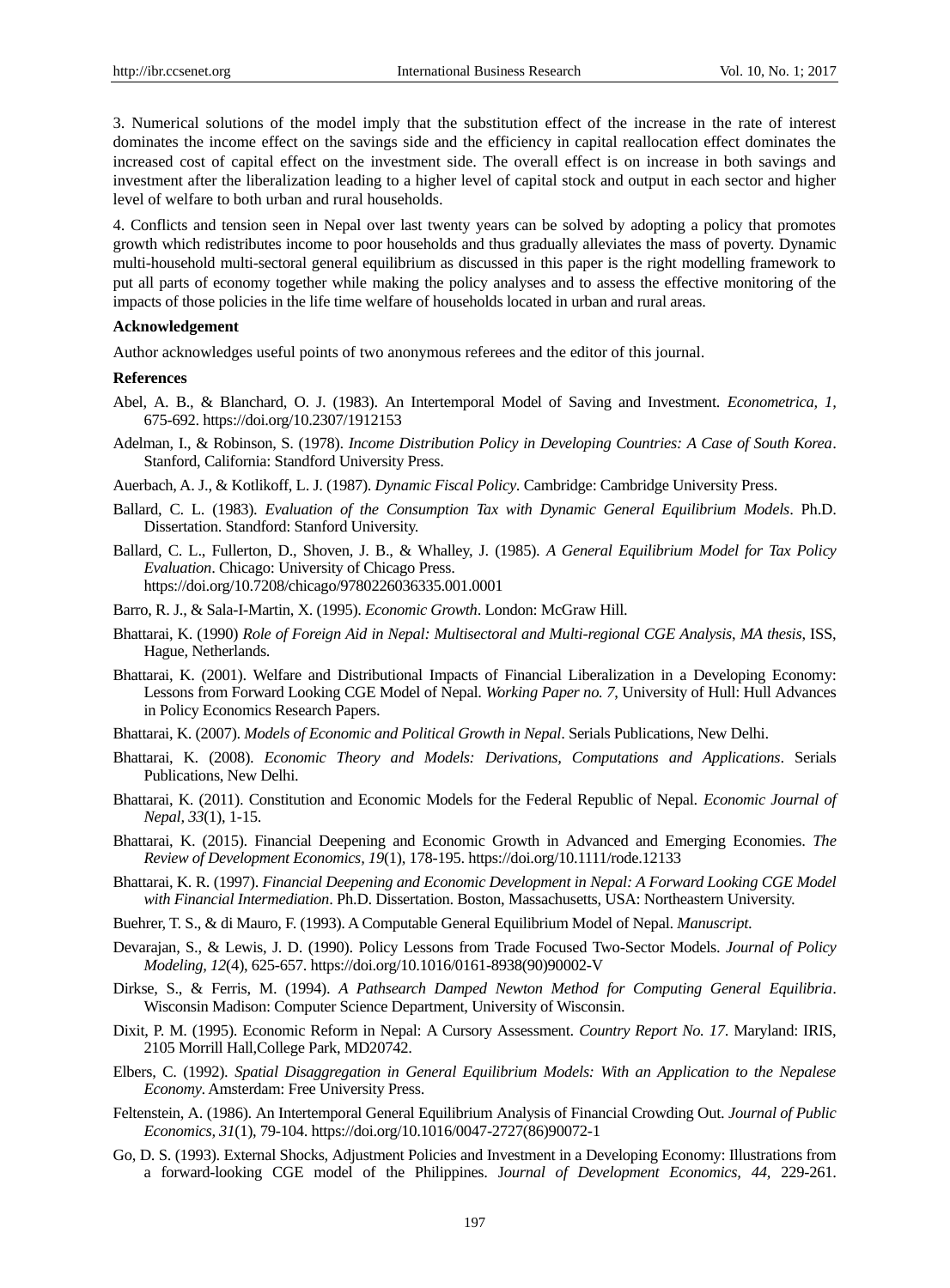3. Numerical solutions of the model imply that the substitution effect of the increase in the rate of interest dominates the income effect on the savings side and the efficiency in capital reallocation effect dominates the increased cost of capital effect on the investment side. The overall effect is on increase in both savings and investment after the liberalization leading to a higher level of capital stock and output in each sector and higher level of welfare to both urban and rural households.

4. Conflicts and tension seen in Nepal over last twenty years can be solved by adopting a policy that promotes growth which redistributes income to poor households and thus gradually alleviates the mass of poverty. Dynamic multi-household multi-sectoral general equilibrium as discussed in this paper is the right modelling framework to put all parts of economy together while making the policy analyses and to assess the effective monitoring of the impacts of those policies in the life time welfare of households located in urban and rural areas.

**Acknowledgement**

Author acknowledges useful points of two anonymous referees and the editor of this journal.

**References**

Abel, A. B., & Blanchard, O. J. (1983). An Intertemporal Model of Saving and Investment. *Econometrica, 1*, 675-692. https://doi.org/10.2307/1912153

Adelman, I., & Robinson, S. (1978). *Income Distribution Policy in Developing Countries: A Case of South Korea*. Stanford, California: Standford University Press.

Auerbach, A. J., & Kotlikoff, L. J. (1987). *Dynamic Fiscal Policy*. Cambridge: Cambridge University Press.

Ballard, C. L. (1983). *Evaluation of the Consumption Tax with Dynamic General Equilibrium Models*. Ph.D. Dissertation. Standford: Stanford University.

Ballard, C. L., Fullerton, D., Shoven, J. B., & Whalley, J. (1985). *A General Equilibrium Model for Tax Policy Evaluation*. Chicago: University of Chicago Press. https://doi.org/10.7208/chicago/9780226036335.001.0001

Barro, R. J., & Sala-I-Martin, X. (1995). *Economic Growth*. London: McGraw Hill.

Bhattarai, K. (1990) *Role of Foreign Aid in Nepal: Multisectoral and Multi-regional CGE Analysis, MA thesis*, ISS, Hague, Netherlands.

Bhattarai, K. (2001). Welfare and Distributional Impacts of Financial Liberalization in a Developing Economy: Lessons from Forward Looking CGE Model of Nepal. *Working Paper no. 7*, University of Hull: Hull Advances in Policy Economics Research Papers.

Bhattarai, K. (2007). *Models of Economic and Political Growth in Nepal*. Serials Publications, New Delhi.

Bhattarai, K. (2008). *Economic Theory and Models: Derivations, Computations and Applications*. Serials Publications, New Delhi.

Bhattarai, K. (2011). Constitution and Economic Models for the Federal Republic of Nepal. *Economic Journal of Nepal, 33*(1), 1-15.

Bhattarai, K. (2015). Financial Deepening and Economic Growth in Advanced and Emerging Economies. *The Review of Development Economics, 19*(1), 178-195. https://doi.org/10.1111/rode.12133

Bhattarai, K. R. (1997). *Financial Deepening and Economic Development in Nepal: A Forward Looking CGE Model with Financial Intermediation*. Ph.D. Dissertation. Boston, Massachusetts, USA: Northeastern University.

Buehrer, T. S., & di Mauro, F. (1993). A Computable General Equilibrium Model of Nepal. *Manuscript*.

Devarajan, S., & Lewis, J. D. (1990). Policy Lessons from Trade Focused Two-Sector Models. *Journal of Policy Modeling, 12*(4), 625-657. https://doi.org/10.1016/0161-8938(90)90002-V

Dirkse, S., & Ferris, M. (1994). *A Pathsearch Damped Newton Method for Computing General Equilibria*. Wisconsin Madison: Computer Science Department, University of Wisconsin.

Dixit, P. M. (1995). Economic Reform in Nepal: A Cursory Assessment. *Country Report No. 17*. Maryland: IRIS, 2105 Morrill Hall,College Park, MD20742.

Elbers, C. (1992). *Spatial Disaggregation in General Equilibrium Models: With an Application to the Nepalese Economy*. Amsterdam: Free University Press.

Feltenstein, A. (1986). An Intertemporal General Equilibrium Analysis of Financial Crowding Out. *Journal of Public Economics, 31*(1), 79-104. https://doi.org/10.1016/0047-2727(86)90072-1

Go, D. S. (1993). External Shocks, Adjustment Policies and Investment in a Developing Economy: Illustrations from a forward-looking CGE model of the Philippines. J*ournal of Development Economics, 44*, 229-261.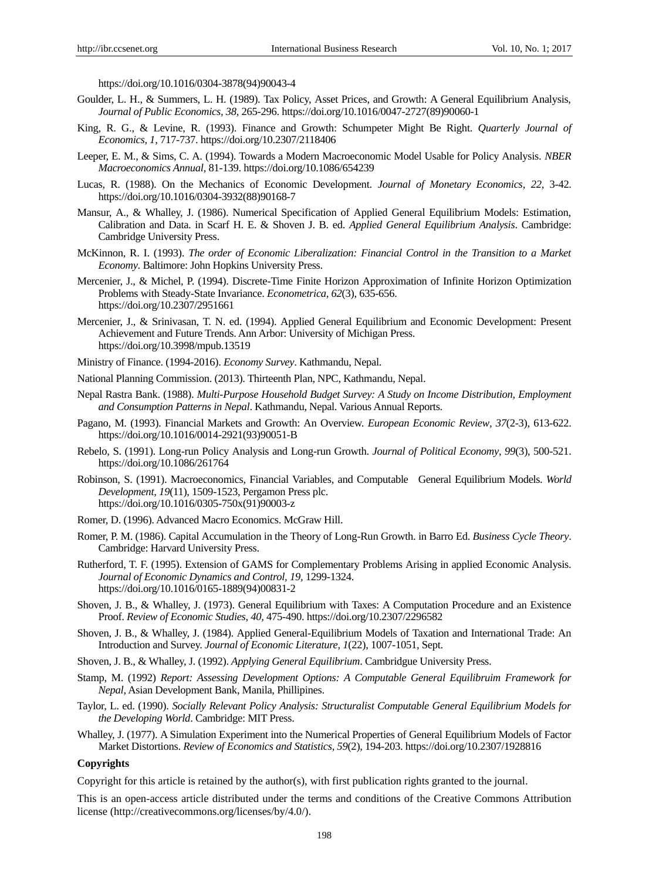https://doi.org/10.1016/0304-3878(94)90043-4

Goulder, L. H., & Summers, L. H. (1989). Tax Policy, Asset Prices, and Growth: A General Equilibrium Analysis, *Journal of Public Economics, 38,* 265-296. https://doi.org/10.1016/0047-2727(89)90060-1

King, R. G., & Levine, R. (1993). Finance and Growth: Schumpeter Might Be Right. *Quarterly Journal of Economics, 1,* 717-737. https://doi.org/10.2307/2118406

Leeper, E. M., & Sims, C. A. (1994). Towards a Modern Macroeconomic Model Usable for Policy Analysis. *NBER Macroeconomics Annual*, 81-139. https://doi.org/10.1086/654239

Lucas, R. (1988). On the Mechanics of Economic Development. *Journal of Monetary Economics, 22,* 3-42. https://doi.org/10.1016/0304-3932(88)90168-7

Mansur, A., & Whalley, J. (1986). Numerical Specification of Applied General Equilibrium Models: Estimation, Calibration and Data. in Scarf H. E. & Shoven J. B. ed. *Applied General Equilibrium Analysis*. Cambridge: Cambridge University Press.

McKinnon, R. I. (1993). *The order of Economic Liberalization: Financial Control in the Transition to a Market Economy*. Baltimore: John Hopkins University Press.

Mercenier, J., & Michel, P. (1994). Discrete-Time Finite Horizon Approximation of Infinite Horizon Optimization Problems with Steady-State Invariance. *Econometrica, 62*(3), 635-656. https://doi.org/10.2307/2951661

Mercenier, J., & Srinivasan, T. N. ed. (1994). Applied General Equilibrium and Economic Development: Present Achievement and Future Trends. Ann Arbor: University of Michigan Press. https://doi.org/10.3998/mpub.13519

Ministry of Finance. (1994-2016). *Economy Survey*. Kathmandu, Nepal.

National Planning Commission. (2013). Thirteenth Plan, NPC, Kathmandu, Nepal.

Nepal Rastra Bank. (1988). *Multi-Purpose Household Budget Survey: A Study on Income Distribution, Employment and Consumption Patterns in Nepal*. Kathmandu, Nepal. Various Annual Reports.

Pagano, M. (1993). Financial Markets and Growth: An Overview. *European Economic Review*, *37*(2-3), 613-622. https://doi.org/10.1016/0014-2921(93)90051-B

Rebelo, S. (1991). Long-run Policy Analysis and Long-run Growth. *Journal of Political Economy*, *99*(3), 500-521. https://doi.org/10.1086/261764

Robinson, S. (1991). Macroeconomics, Financial Variables, and Computable General Equilibrium Models. *World Development*, *19*(11), 1509-1523, Pergamon Press plc. https://doi.org/10.1016/0305-750x(91)90003-z

Romer, D. (1996). Advanced Macro Economics. McGraw Hill.

Romer, P. M. (1986). Capital Accumulation in the Theory of Long-Run Growth. in Barro Ed. *Business Cycle Theory*. Cambridge: Harvard University Press.

Rutherford, T. F. (1995). Extension of GAMS for Complementary Problems Arising in applied Economic Analysis. *Journal of Economic Dynamics and Control, 19,* 1299-1324. https://doi.org/10.1016/0165-1889(94)00831-2

Shoven, J. B., & Whalley, J. (1973). General Equilibrium with Taxes: A Computation Procedure and an Existence Proof. *Review of Economic Studies, 40,* 475-490. https://doi.org/10.2307/2296582

Shoven, J. B., & Whalley, J. (1984). Applied General-Equilibrium Models of Taxation and International Trade: An Introduction and Survey. *Journal of Economic Literature, 1*(22), 1007-1051, Sept.

Shoven, J. B., & Whalley, J. (1992). *Applying General Equilibrium*. Cambridgue University Press.

Stamp, M. (1992) *Report: Assessing Development Options: A Computable General Equilibruim Framework for Nepal*, Asian Development Bank, Manila, Phillipines.

Taylor, L. ed. (1990). *Socially Relevant Policy Analysis: Structuralist Computable General Equilibrium Models for the Developing World*. Cambridge: MIT Press.

Whalley, J. (1977). A Simulation Experiment into the Numerical Properties of General Equilibrium Models of Factor Market Distortions. *Review of Economics and Statistics, 59*(2), 194-203. https://doi.org/10.2307/1928816

**Copyrights**

Copyright for this article is retained by the author(s), with first publication rights granted to the journal.

This is an open-access article distributed under the terms and conditions of the Creative Commons Attribution license (http://creativecommons.org/licenses/by/4.0/).